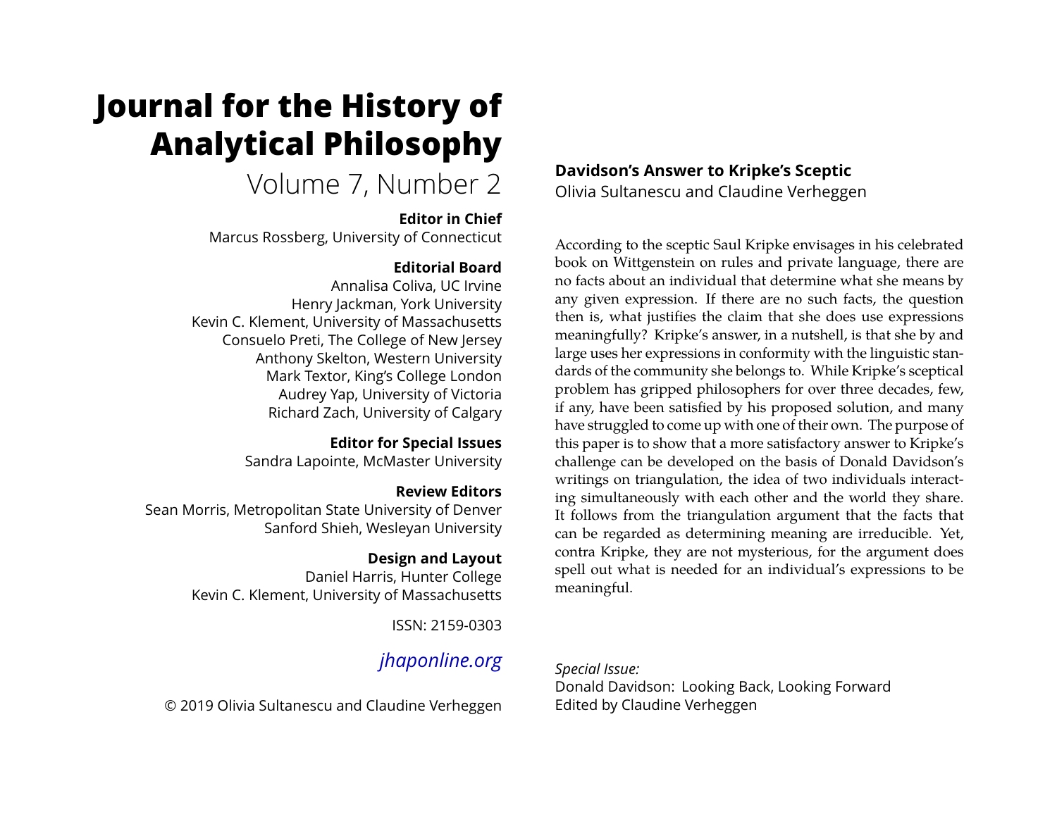# Journal for the History of Analytical Philosophy

Volume 7, Number 2

**Editor in Chief**
Marcus Rossberg, University of Connecticut

**Editorial Board**
Annalisa Coliva, UC Irvine
Henry Jackman, York University
Kevin C. Klement, University of Massachusetts
Consuelo Preti, The College of New Jersey
Anthony Skelton, Western University
Mark Textor, King's College London
Audrey Yap, University of Victoria
Richard Zach, University of Calgary

**Editor for Special Issues**
Sandra Lapointe, McMaster University

**Review Editors**
Sean Morris, Metropolitan State University of Denver
Sanford Shieh, Wesleyan University

**Design and Layout**
Daniel Harris, Hunter College
Kevin C. Klement, University of Massachusetts

ISSN: 2159-0303

*jhaponline.org*

© 2019 Olivia Sultanescu and Claudine Verheggen

## Davidson's Answer to Kripke's Sceptic

Olivia Sultanescu and Claudine Verheggen

According to the sceptic Saul Kripke envisages in his celebrated book on Wittgenstein on rules and private language, there are no facts about an individual that determine what she means by any given expression. If there are no such facts, the question then is, what justifies the claim that she does use expressions meaningfully? Kripke's answer, in a nutshell, is that she by and large uses her expressions in conformity with the linguistic standards of the community she belongs to. While Kripke's sceptical problem has gripped philosophers for over three decades, few, if any, have been satisfied by his proposed solution, and many have struggled to come up with one of their own. The purpose of this paper is to show that a more satisfactory answer to Kripke's challenge can be developed on the basis of Donald Davidson's writings on triangulation, the idea of two individuals interacting simultaneously with each other and the world they share. It follows from the triangulation argument that the facts that can be regarded as determining meaning are irreducible. Yet, contra Kripke, they are not mysterious, for the argument does spell out what is needed for an individual's expressions to be meaningful.

*Special Issue:*
Donald Davidson: Looking Back, Looking Forward
Edited by Claudine Verheggen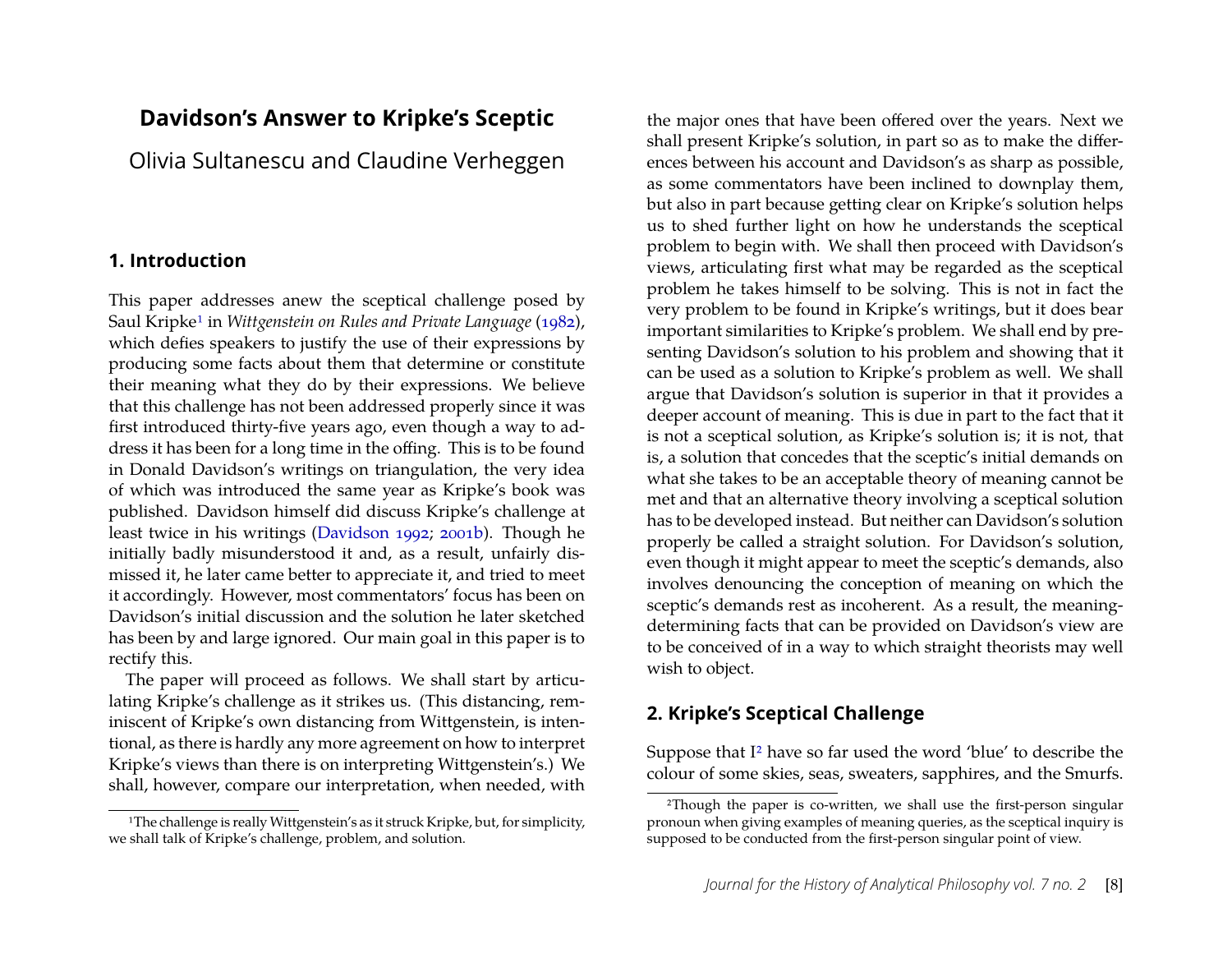# Davidson's Answer to Kripke's Sceptic

Olivia Sultanescu and Claudine Verheggen

## 1. Introduction

This paper addresses anew the sceptical challenge posed by Saul Kripke[1] in *Wittgenstein on Rules and Private Language* (1982), which defies speakers to justify the use of their expressions by producing some facts about them that determine or constitute their meaning what they do by their expressions. We believe that this challenge has not been addressed properly since it was first introduced thirty-five years ago, even though a way to address it has been for a long time in the offing. This is to be found in Donald Davidson's writings on triangulation, the very idea of which was introduced the same year as Kripke's book was published. Davidson himself did discuss Kripke's challenge at least twice in his writings (Davidson 1992; 2001b). Though he initially badly misunderstood it and, as a result, unfairly dismissed it, he later came better to appreciate it, and tried to meet it accordingly. However, most commentators' focus has been on Davidson's initial discussion and the solution he later sketched has been by and large ignored. Our main goal in this paper is to rectify this.

The paper will proceed as follows. We shall start by articulating Kripke's challenge as it strikes us. (This distancing, reminiscent of Kripke's own distancing from Wittgenstein, is intentional, as there is hardly any more agreement on how to interpret Kripke's views than there is on interpreting Wittgenstein's.) We shall, however, compare our interpretation, when needed, with the major ones that have been offered over the years. Next we shall present Kripke's solution, in part so as to make the differences between his account and Davidson's as sharp as possible, as some commentators have been inclined to downplay them, but also in part because getting clear on Kripke's solution helps us to shed further light on how he understands the sceptical problem to begin with. We shall then proceed with Davidson's views, articulating first what may be regarded as the sceptical problem he takes himself to be solving. This is not in fact the very problem to be found in Kripke's writings, but it does bear important similarities to Kripke's problem. We shall end by presenting Davidson's solution to his problem and showing that it can be used as a solution to Kripke's problem as well. We shall argue that Davidson's solution is superior in that it provides a deeper account of meaning. This is due in part to the fact that it is not a sceptical solution, as Kripke's solution is; it is not, that is, a solution that concedes that the sceptic's initial demands on what she takes to be an acceptable theory of meaning cannot be met and that an alternative theory involving a sceptical solution has to be developed instead. But neither can Davidson's solution properly be called a straight solution. For Davidson's solution, even though it might appear to meet the sceptic's demands, also involves denouncing the conception of meaning on which the sceptic's demands rest as incoherent. As a result, the meaning-determining facts that can be provided on Davidson's view are to be conceived of in a way to which straight theorists may well wish to object.

## 2. Kripke's Sceptical Challenge

Suppose that I[2] have so far used the word 'blue' to describe the colour of some skies, seas, sweaters, sapphires, and the Smurfs.

[1] The challenge is really Wittgenstein's as it struck Kripke, but, for simplicity, we shall talk of Kripke's challenge, problem, and solution.

[2] Though the paper is co-written, we shall use the first-person singular pronoun when giving examples of meaning queries, as the sceptical inquiry is supposed to be conducted from the first-person singular point of view.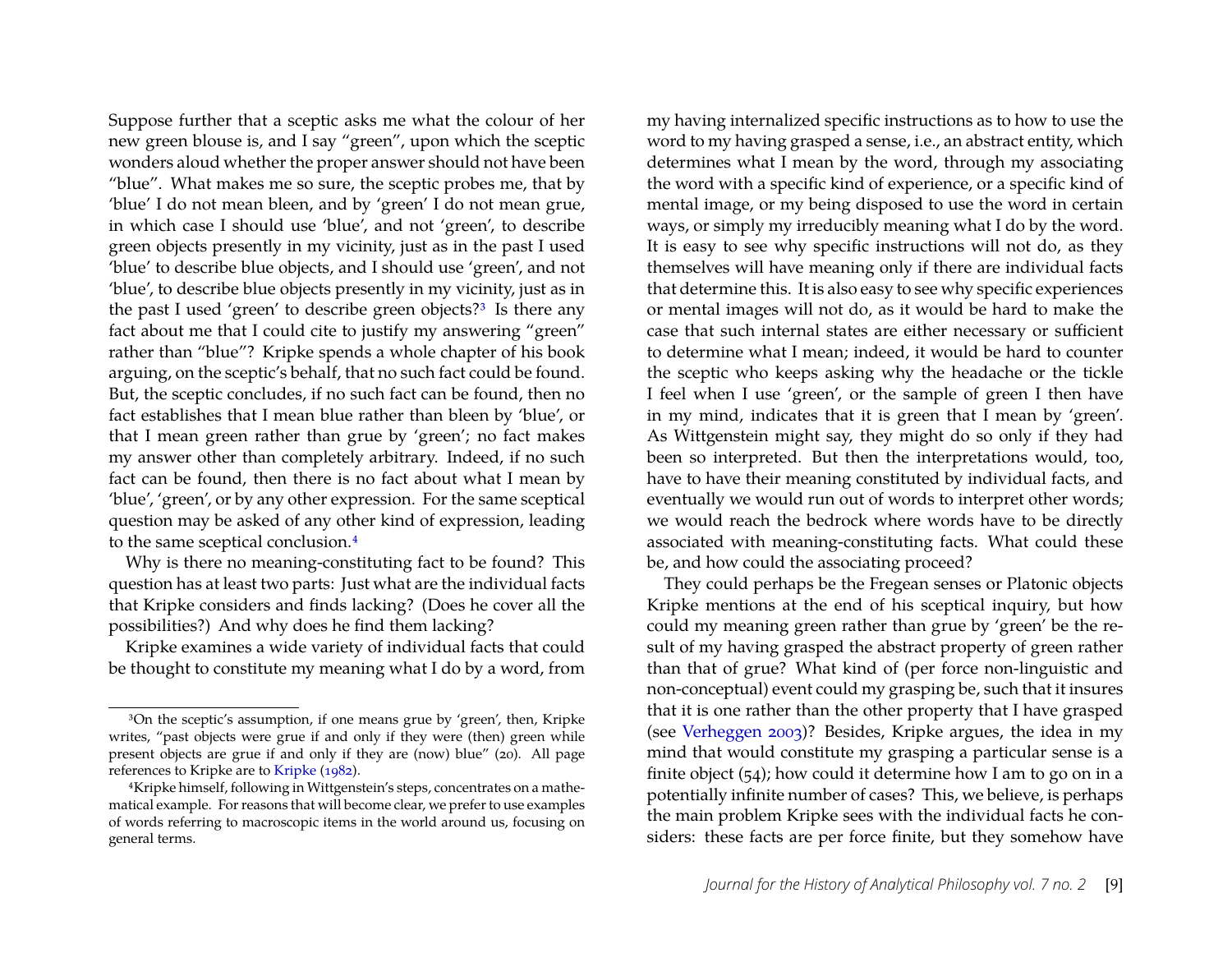Suppose further that a sceptic asks me what the colour of her new green blouse is, and I say "green", upon which the sceptic wonders aloud whether the proper answer should not have been "blue". What makes me so sure, the sceptic probes me, that by 'blue' I do not mean bleen, and by 'green' I do not mean grue, in which case I should use 'blue', and not 'green', to describe green objects presently in my vicinity, just as in the past I used 'blue' to describe blue objects, and I should use 'green', and not 'blue', to describe blue objects presently in my vicinity, just as in the past I used 'green' to describe green objects?[3] Is there any fact about me that I could cite to justify my answering "green" rather than "blue"? Kripke spends a whole chapter of his book arguing, on the sceptic's behalf, that no such fact could be found. But, the sceptic concludes, if no such fact can be found, then no fact establishes that I mean blue rather than bleen by 'blue', or that I mean green rather than grue by 'green'; no fact makes my answer other than completely arbitrary. Indeed, if no such fact can be found, then there is no fact about what I mean by 'blue', 'green', or by any other expression. For the same sceptical question may be asked of any other kind of expression, leading to the same sceptical conclusion.[4]

Why is there no meaning-constituting fact to be found? This question has at least two parts: Just what are the individual facts that Kripke considers and finds lacking? (Does he cover all the possibilities?) And why does he find them lacking?

Kripke examines a wide variety of individual facts that could be thought to constitute my meaning what I do by a word, from my having internalized specific instructions as to how to use the word to my having grasped a sense, i.e., an abstract entity, which determines what I mean by the word, through my associating the word with a specific kind of experience, or a specific kind of mental image, or my being disposed to use the word in certain ways, or simply my irreducibly meaning what I do by the word. It is easy to see why specific instructions will not do, as they themselves will have meaning only if there are individual facts that determine this. It is also easy to see why specific experiences or mental images will not do, as it would be hard to make the case that such internal states are either necessary or sufficient to determine what I mean; indeed, it would be hard to counter the sceptic who keeps asking why the headache or the tickle I feel when I use 'green', or the sample of green I then have in my mind, indicates that it is green that I mean by 'green'. As Wittgenstein might say, they might do so only if they had been so interpreted. But then the interpretations would, too, have to have their meaning constituted by individual facts, and eventually we would run out of words to interpret other words; we would reach the bedrock where words have to be directly associated with meaning-constituting facts. What could these be, and how could the associating proceed?

They could perhaps be the Fregean senses or Platonic objects Kripke mentions at the end of his sceptical inquiry, but how could my meaning green rather than grue by 'green' be the result of my having grasped the abstract property of green rather than that of grue? What kind of (per force non-linguistic and non-conceptual) event could my grasping be, such that it insures that it is one rather than the other property that I have grasped (see Verheggen 2003)? Besides, Kripke argues, the idea in my mind that would constitute my grasping a particular sense is a finite object (54); how could it determine how I am to go on in a potentially infinite number of cases? This, we believe, is perhaps the main problem Kripke sees with the individual facts he considers: these facts are per force finite, but they somehow have

---

[3] On the sceptic's assumption, if one means grue by 'green', then, Kripke writes, "past objects were grue if and only if they were (then) green while present objects are grue if and only if they are (now) blue" (20). All page references to Kripke are to Kripke (1982).

[4] Kripke himself, following in Wittgenstein's steps, concentrates on a mathematical example. For reasons that will become clear, we prefer to use examples of words referring to macroscopic items in the world around us, focusing on general terms.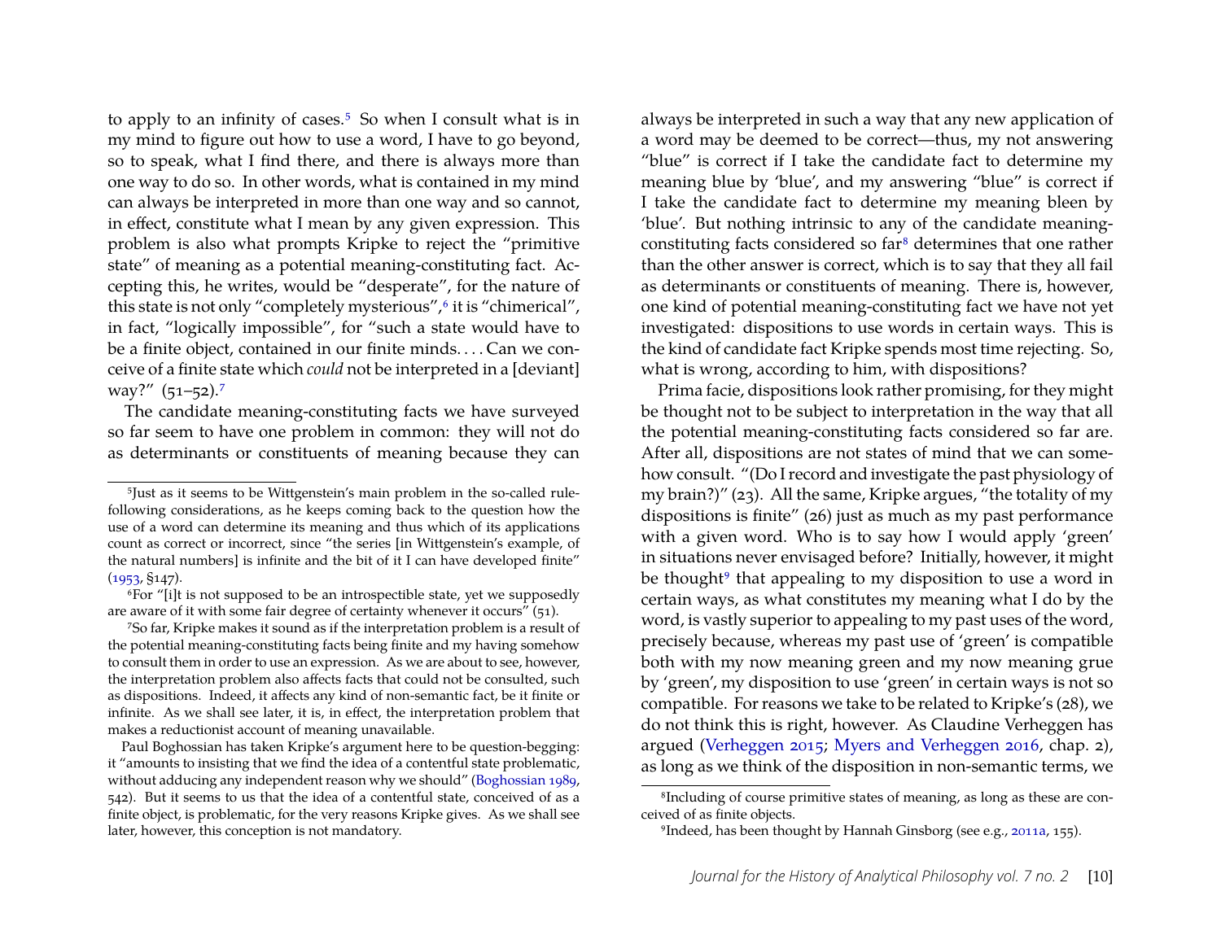to apply to an infinity of cases.[5] So when I consult what is in my mind to figure out how to use a word, I have to go beyond, so to speak, what I find there, and there is always more than one way to do so. In other words, what is contained in my mind can always be interpreted in more than one way and so cannot, in effect, constitute what I mean by any given expression. This problem is also what prompts Kripke to reject the "primitive state" of meaning as a potential meaning-constituting fact. Accepting this, he writes, would be "desperate", for the nature of this state is not only "completely mysterious",[6] it is "chimerical", in fact, "logically impossible", for "such a state would have to be a finite object, contained in our finite minds. . . . Can we conceive of a finite state which *could* not be interpreted in a [deviant] way?" (51–52).[7]

The candidate meaning-constituting facts we have surveyed so far seem to have one problem in common: they will not do as determinants or constituents of meaning because they can always be interpreted in such a way that any new application of a word may be deemed to be correct—thus, my not answering "blue" is correct if I take the candidate fact to determine my meaning blue by 'blue', and my answering "blue" is correct if I take the candidate fact to determine my meaning bleen by 'blue'. But nothing intrinsic to any of the candidate meaning-constituting facts considered so far[8] determines that one rather than the other answer is correct, which is to say that they all fail as determinants or constituents of meaning. There is, however, one kind of potential meaning-constituting fact we have not yet investigated: dispositions to use words in certain ways. This is the kind of candidate fact Kripke spends most time rejecting. So, what is wrong, according to him, with dispositions?

Prima facie, dispositions look rather promising, for they might be thought not to be subject to interpretation in the way that all the potential meaning-constituting facts considered so far are. After all, dispositions are not states of mind that we can somehow consult. "(Do I record and investigate the past physiology of my brain?)" (23). All the same, Kripke argues, "the totality of my dispositions is finite" (26) just as much as my past performance with a given word. Who is to say how I would apply 'green' in situations never envisaged before? Initially, however, it might be thought[9] that appealing to my disposition to use a word in certain ways, as what constitutes my meaning what I do by the word, is vastly superior to appealing to my past uses of the word, precisely because, whereas my past use of 'green' is compatible both with my now meaning green and my now meaning grue by 'green', my disposition to use 'green' in certain ways is not so compatible. For reasons we take to be related to Kripke's (28), we do not think this is right, however. As Claudine Verheggen has argued (Verheggen 2015; Myers and Verheggen 2016, chap. 2), as long as we think of the disposition in non-semantic terms, we

---

[5] Just as it seems to be Wittgenstein's main problem in the so-called rule-following considerations, as he keeps coming back to the question how the use of a word can determine its meaning and thus which of its applications count as correct or incorrect, since "the series [in Wittgenstein's example, of the natural numbers] is infinite and the bit of it I can have developed finite" (1953, §147).

[6] For "[i]t is not supposed to be an introspectible state, yet we supposedly are aware of it with some fair degree of certainty whenever it occurs" (51).

[7] So far, Kripke makes it sound as if the interpretation problem is a result of the potential meaning-constituting facts being finite and my having somehow to consult them in order to use an expression. As we are about to see, however, the interpretation problem also affects facts that could not be consulted, such as dispositions. Indeed, it affects any kind of non-semantic fact, be it finite or infinite. As we shall see later, it is, in effect, the interpretation problem that makes a reductionist account of meaning unavailable.

Paul Boghossian has taken Kripke's argument here to be question-begging: it "amounts to insisting that we find the idea of a contentful state problematic, without adducing any independent reason why we should" (Boghossian 1989, 542). But it seems to us that the idea of a contentful state, conceived of as a finite object, is problematic, for the very reasons Kripke gives. As we shall see later, however, this conception is not mandatory.

[8] Including of course primitive states of meaning, as long as these are conceived of as finite objects.

[9] Indeed, has been thought by Hannah Ginsborg (see e.g., 2011a, 155).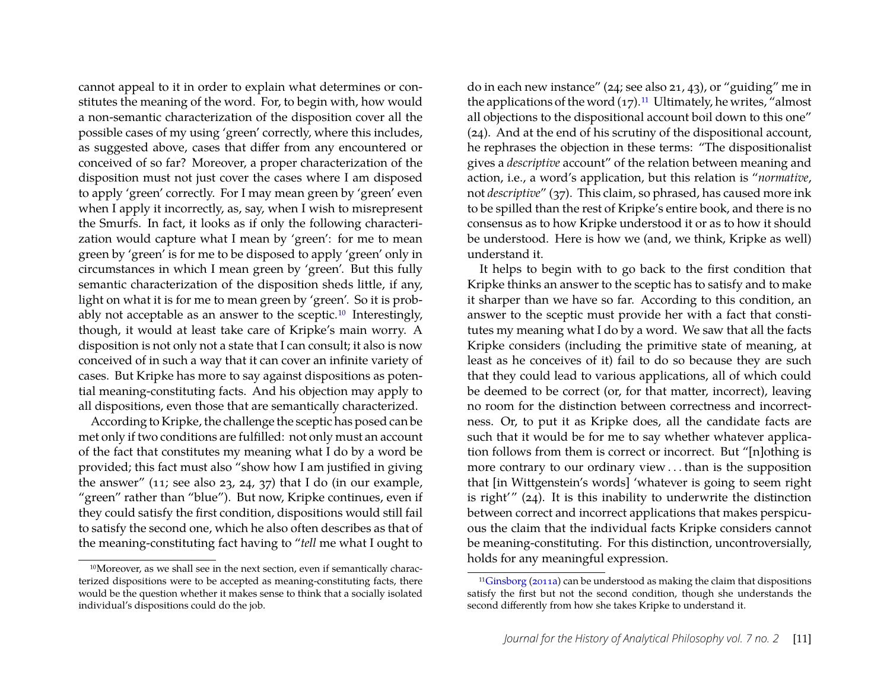cannot appeal to it in order to explain what determines or constitutes the meaning of the word. For, to begin with, how would a non-semantic characterization of the disposition cover all the possible cases of my using 'green' correctly, where this includes, as suggested above, cases that differ from any encountered or conceived of so far? Moreover, a proper characterization of the disposition must not just cover the cases where I am disposed to apply 'green' correctly. For I may mean green by 'green' even when I apply it incorrectly, as, say, when I wish to misrepresent the Smurfs. In fact, it looks as if only the following characterization would capture what I mean by 'green': for me to mean green by 'green' is for me to be disposed to apply 'green' only in circumstances in which I mean green by 'green'. But this fully semantic characterization of the disposition sheds little, if any, light on what it is for me to mean green by 'green'. So it is probably not acceptable as an answer to the sceptic.[10] Interestingly, though, it would at least take care of Kripke's main worry. A disposition is not only not a state that I can consult; it also is now conceived of in such a way that it can cover an infinite variety of cases. But Kripke has more to say against dispositions as potential meaning-constituting facts. And his objection may apply to all dispositions, even those that are semantically characterized.

According to Kripke, the challenge the sceptic has posed can be met only if two conditions are fulfilled: not only must an account of the fact that constitutes my meaning what I do by a word be provided; this fact must also "show how I am justified in giving the answer" (11; see also 23, 24, 37) that I do (in our example, "green" rather than "blue"). But now, Kripke continues, even if they could satisfy the first condition, dispositions would still fail to satisfy the second one, which he also often describes as that of the meaning-constituting fact having to "*tell* me what I ought to do in each new instance" (24; see also 21, 43), or "guiding" me in the applications of the word (17).[11] Ultimately, he writes, "almost all objections to the dispositional account boil down to this one" (24). And at the end of his scrutiny of the dispositional account, he rephrases the objection in these terms: "The dispositionalist gives a *descriptive* account" of the relation between meaning and action, i.e., a word's application, but this relation is "*normative*, not *descriptive*" (37). This claim, so phrased, has caused more ink to be spilled than the rest of Kripke's entire book, and there is no consensus as to how Kripke understood it or as to how it should be understood. Here is how we (and, we think, Kripke as well) understand it.

It helps to begin with to go back to the first condition that Kripke thinks an answer to the sceptic has to satisfy and to make it sharper than we have so far. According to this condition, an answer to the sceptic must provide her with a fact that constitutes my meaning what I do by a word. We saw that all the facts Kripke considers (including the primitive state of meaning, at least as he conceives of it) fail to do so because they are such that they could lead to various applications, all of which could be deemed to be correct (or, for that matter, incorrect), leaving no room for the distinction between correctness and incorrectness. Or, to put it as Kripke does, all the candidate facts are such that it would be for me to say whether whatever application follows from them is correct or incorrect. But "[n]othing is more contrary to our ordinary view . . . than is the supposition that [in Wittgenstein's words] 'whatever is going to seem right is right'" (24). It is this inability to underwrite the distinction between correct and incorrect applications that makes perspicuous the claim that the individual facts Kripke considers cannot be meaning-constituting. For this distinction, uncontroversially, holds for any meaningful expression.

[10] Moreover, as we shall see in the next section, even if semantically characterized dispositions were to be accepted as meaning-constituting facts, there would be the question whether it makes sense to think that a socially isolated individual's dispositions could do the job.

[11] Ginsborg (2011a) can be understood as making the claim that dispositions satisfy the first but not the second condition, though she understands the second differently from how she takes Kripke to understand it.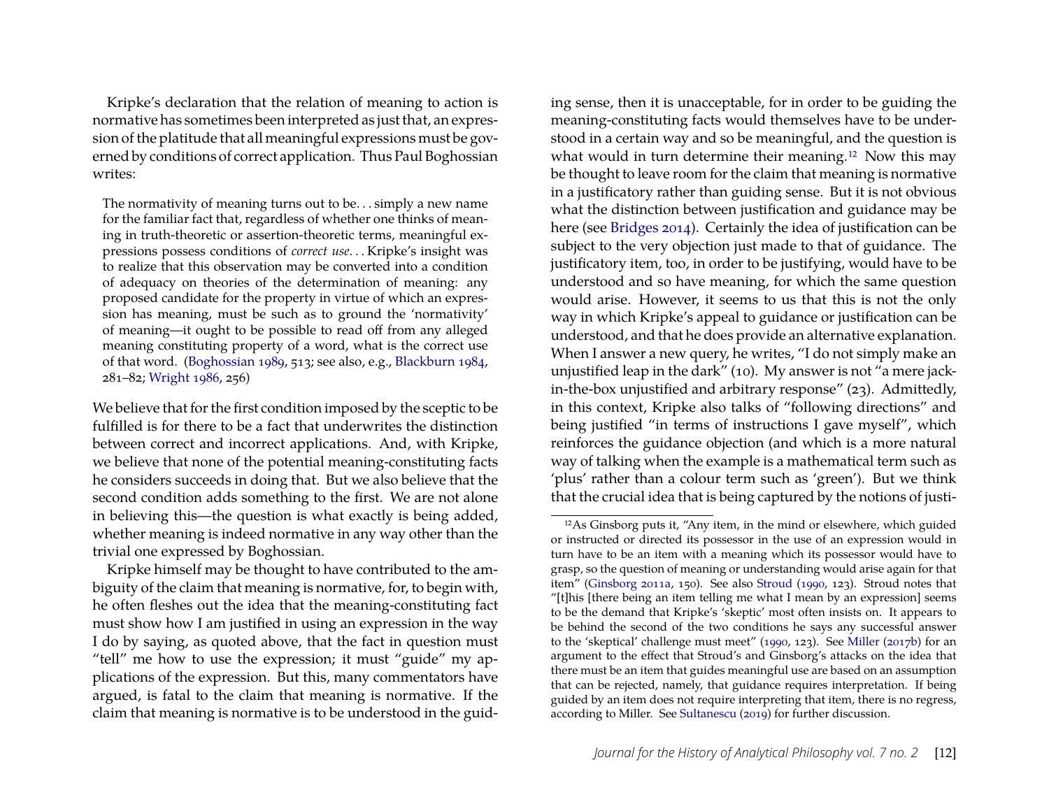Kripke's declaration that the relation of meaning to action is normative has sometimes been interpreted as just that, an expression of the platitude that all meaningful expressions must be governed by conditions of correct application. Thus Paul Boghossian writes:

> The normativity of meaning turns out to be. . . simply a new name for the familiar fact that, regardless of whether one thinks of meaning in truth-theoretic or assertion-theoretic terms, meaningful expressions possess conditions of *correct use*. . . Kripke's insight was to realize that this observation may be converted into a condition of adequacy on theories of the determination of meaning: any proposed candidate for the property in virtue of which an expression has meaning, must be such as to ground the 'normativity' of meaning—it ought to be possible to read off from any alleged meaning constituting property of a word, what is the correct use of that word. (Boghossian 1989, 513; see also, e.g., Blackburn 1984, 281–82; Wright 1986, 256)

We believe that for the first condition imposed by the sceptic to be fulfilled is for there to be a fact that underwrites the distinction between correct and incorrect applications. And, with Kripke, we believe that none of the potential meaning-constituting facts he considers succeeds in doing that. But we also believe that the second condition adds something to the first. We are not alone in believing this—the question is what exactly is being added, whether meaning is indeed normative in any way other than the trivial one expressed by Boghossian.

Kripke himself may be thought to have contributed to the ambiguity of the claim that meaning is normative, for, to begin with, he often fleshes out the idea that the meaning-constituting fact must show how I am justified in using an expression in the way I do by saying, as quoted above, that the fact in question must "tell" me how to use the expression; it must "guide" my applications of the expression. But this, many commentators have argued, is fatal to the claim that meaning is normative. If the claim that meaning is normative is to be understood in the guiding sense, then it is unacceptable, for in order to be guiding the meaning-constituting facts would themselves have to be understood in a certain way and so be meaningful, and the question is what would in turn determine their meaning.[12] Now this may be thought to leave room for the claim that meaning is normative in a justificatory rather than guiding sense. But it is not obvious what the distinction between justification and guidance may be here (see Bridges 2014). Certainly the idea of justification can be subject to the very objection just made to that of guidance. The justificatory item, too, in order to be justifying, would have to be understood and so have meaning, for which the same question would arise. However, it seems to us that this is not the only way in which Kripke's appeal to guidance or justification can be understood, and that he does provide an alternative explanation. When I answer a new query, he writes, "I do not simply make an unjustified leap in the dark" (10). My answer is not "a mere jack-in-the-box unjustified and arbitrary response" (23). Admittedly, in this context, Kripke also talks of "following directions" and being justified "in terms of instructions I gave myself", which reinforces the guidance objection (and which is a more natural way of talking when the example is a mathematical term such as 'plus' rather than a colour term such as 'green'). But we think that the crucial idea that is being captured by the notions of justi-

[12] As Ginsborg puts it, "Any item, in the mind or elsewhere, which guided or instructed or directed its possessor in the use of an expression would in turn have to be an item with a meaning which its possessor would have to grasp, so the question of meaning or understanding would arise again for that item" (Ginsborg 2011a, 150). See also Stroud (1990, 123). Stroud notes that "[t]his [there being an item telling me what I mean by an expression] seems to be the demand that Kripke's 'skeptic' most often insists on. It appears to be behind the second of the two conditions he says any successful answer to the 'skeptical' challenge must meet" (1990, 123). See Miller (2017b) for an argument to the effect that Stroud's and Ginsborg's attacks on the idea that there must be an item that guides meaningful use are based on an assumption that can be rejected, namely, that guidance requires interpretation. If being guided by an item does not require interpreting that item, there is no regress, according to Miller. See Sultanescu (2019) for further discussion.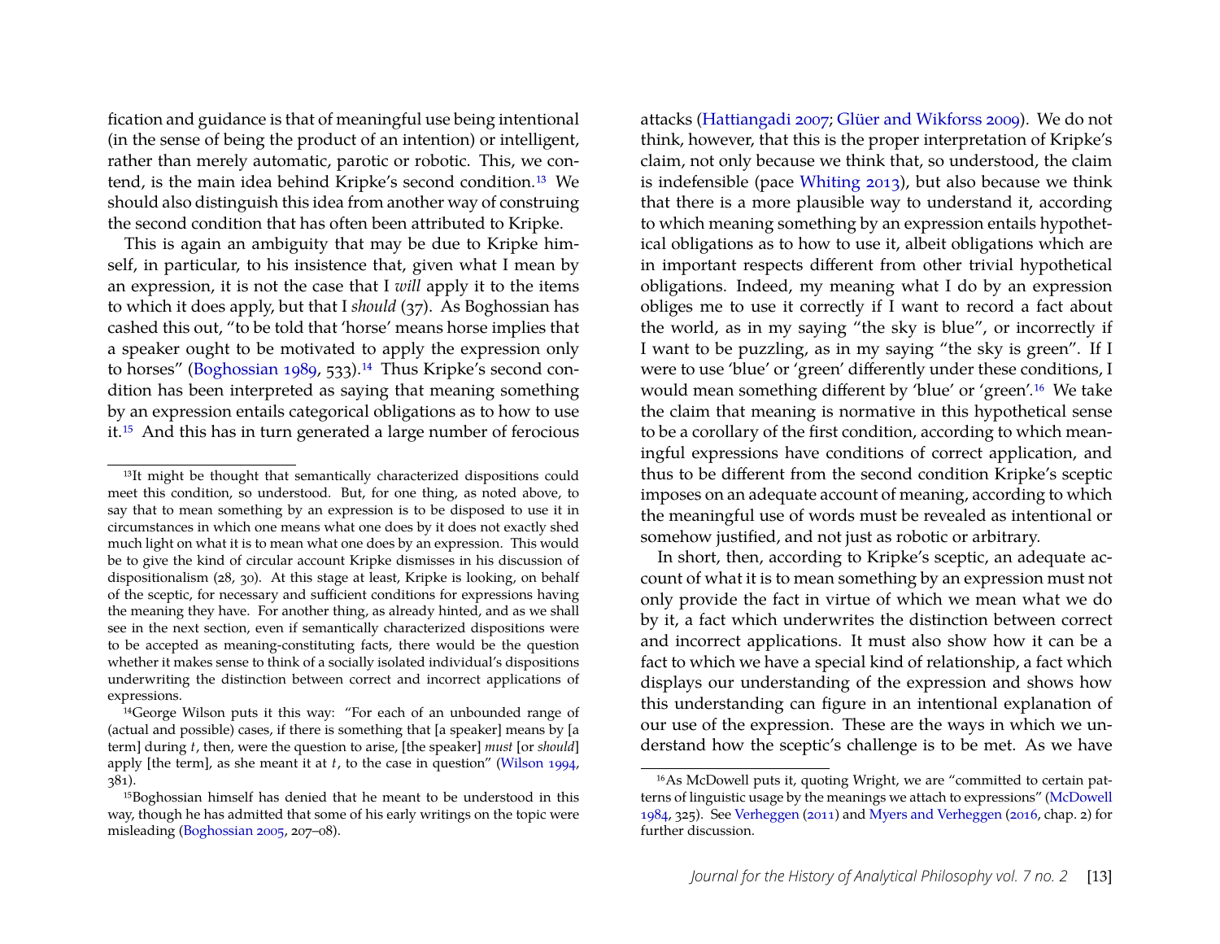fication and guidance is that of meaningful use being intentional (in the sense of being the product of an intention) or intelligent, rather than merely automatic, parotic or robotic. This, we contend, is the main idea behind Kripke's second condition.[13] We should also distinguish this idea from another way of construing the second condition that has often been attributed to Kripke.

This is again an ambiguity that may be due to Kripke himself, in particular, to his insistence that, given what I mean by an expression, it is not the case that I *will* apply it to the items to which it does apply, but that I *should* (37). As Boghossian has cashed this out, "to be told that 'horse' means horse implies that a speaker ought to be motivated to apply the expression only to horses" (Boghossian 1989, 533).[14] Thus Kripke's second condition has been interpreted as saying that meaning something by an expression entails categorical obligations as to how to use it.[15] And this has in turn generated a large number of ferocious attacks (Hattiangadi 2007; Glüer and Wikforss 2009). We do not think, however, that this is the proper interpretation of Kripke's claim, not only because we think that, so understood, the claim is indefensible (pace Whiting 2013), but also because we think that there is a more plausible way to understand it, according to which meaning something by an expression entails hypothetical obligations as to how to use it, albeit obligations which are in important respects different from other trivial hypothetical obligations. Indeed, my meaning what I do by an expression obliges me to use it correctly if I want to record a fact about the world, as in my saying "the sky is blue", or incorrectly if I want to be puzzling, as in my saying "the sky is green". If I were to use 'blue' or 'green' differently under these conditions, I would mean something different by 'blue' or 'green'.[16] We take the claim that meaning is normative in this hypothetical sense to be a corollary of the first condition, according to which meaningful expressions have conditions of correct application, and thus to be different from the second condition Kripke's sceptic imposes on an adequate account of meaning, according to which the meaningful use of words must be revealed as intentional or somehow justified, and not just as robotic or arbitrary.

In short, then, according to Kripke's sceptic, an adequate account of what it is to mean something by an expression must not only provide the fact in virtue of which we mean what we do by it, a fact which underwrites the distinction between correct and incorrect applications. It must also show how it can be a fact to which we have a special kind of relationship, a fact which displays our understanding of the expression and shows how this understanding can figure in an intentional explanation of our use of the expression. These are the ways in which we understand how the sceptic's challenge is to be met. As we have

---

[13] It might be thought that semantically characterized dispositions could meet this condition, so understood. But, for one thing, as noted above, to say that to mean something by an expression is to be disposed to use it in circumstances in which one means what one does by it does not exactly shed much light on what it is to mean what one does by an expression. This would be to give the kind of circular account Kripke dismisses in his discussion of dispositionalism (28, 30). At this stage at least, Kripke is looking, on behalf of the sceptic, for necessary and sufficient conditions for expressions having the meaning they have. For another thing, as already hinted, and as we shall see in the next section, even if semantically characterized dispositions were to be accepted as meaning-constituting facts, there would be the question whether it makes sense to think of a socially isolated individual's dispositions underwriting the distinction between correct and incorrect applications of expressions.

[14] George Wilson puts it this way: "For each of an unbounded range of (actual and possible) cases, if there is something that [a speaker] means by [a term] during $t$, then, were the question to arise, [the speaker] *must* [or *should*] apply [the term], as she meant it at $t$, to the case in question" (Wilson 1994, 381).

[15] Boghossian himself has denied that he meant to be understood in this way, though he has admitted that some of his early writings on the topic were misleading (Boghossian 2005, 207–08).

[16] As McDowell puts it, quoting Wright, we are "committed to certain patterns of linguistic usage by the meanings we attach to expressions" (McDowell 1984, 325). See Verheggen (2011) and Myers and Verheggen (2016, chap. 2) for further discussion.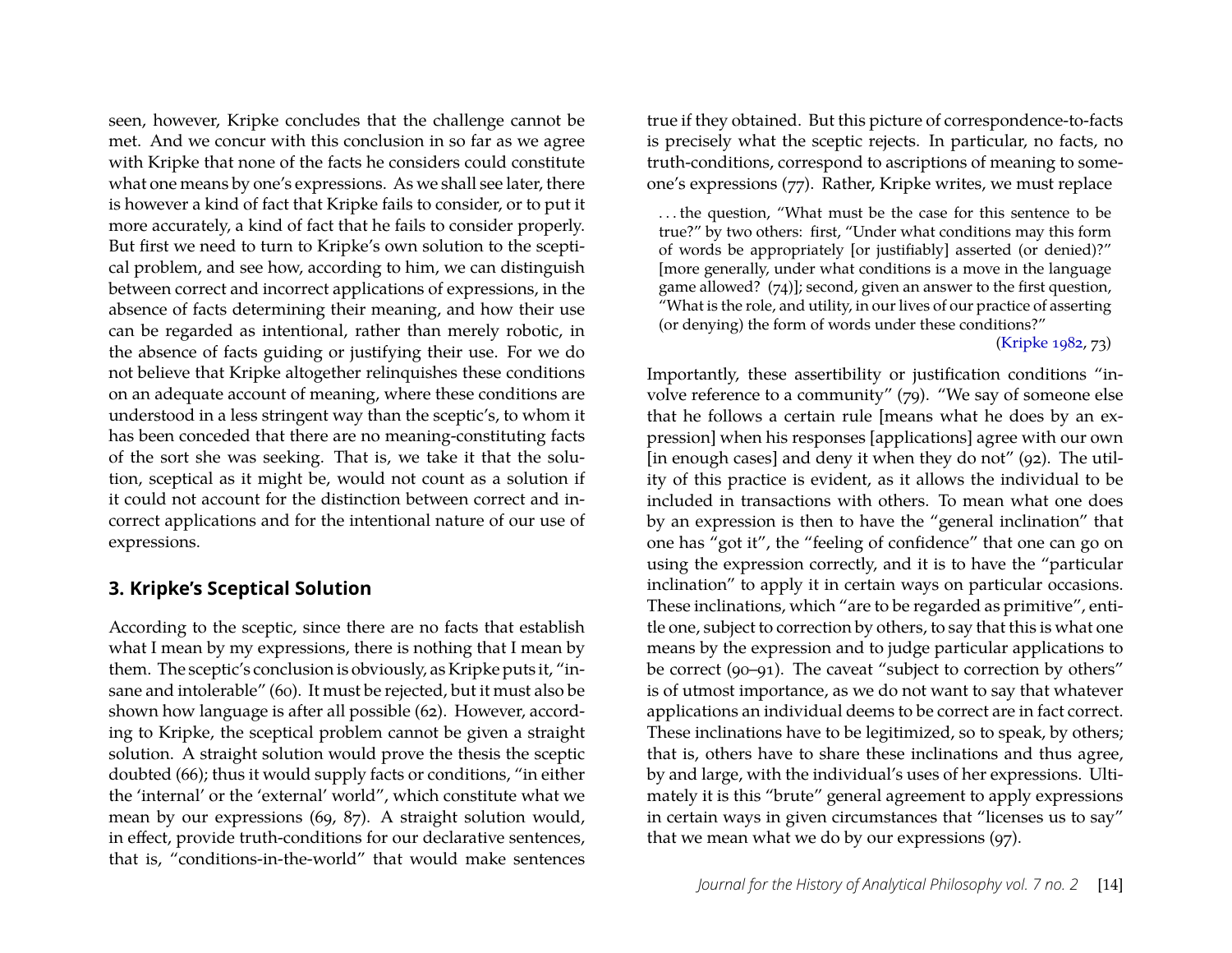seen, however, Kripke concludes that the challenge cannot be met. And we concur with this conclusion in so far as we agree with Kripke that none of the facts he considers could constitute what one means by one's expressions. As we shall see later, there is however a kind of fact that Kripke fails to consider, or to put it more accurately, a kind of fact that he fails to consider properly. But first we need to turn to Kripke's own solution to the sceptical problem, and see how, according to him, we can distinguish between correct and incorrect applications of expressions, in the absence of facts determining their meaning, and how their use can be regarded as intentional, rather than merely robotic, in the absence of facts guiding or justifying their use. For we do not believe that Kripke altogether relinquishes these conditions on an adequate account of meaning, where these conditions are understood in a less stringent way than the sceptic's, to whom it has been conceded that there are no meaning-constituting facts of the sort she was seeking. That is, we take it that the solution, sceptical as it might be, would not count as a solution if it could not account for the distinction between correct and incorrect applications and for the intentional nature of our use of expressions.

## 3. Kripke's Sceptical Solution

According to the sceptic, since there are no facts that establish what I mean by my expressions, there is nothing that I mean by them. The sceptic's conclusion is obviously, as Kripke puts it, "insane and intolerable" (60). It must be rejected, but it must also be shown how language is after all possible (62). However, according to Kripke, the sceptical problem cannot be given a straight solution. A straight solution would prove the thesis the sceptic doubted (66); thus it would supply facts or conditions, "in either the 'internal' or the 'external' world", which constitute what we mean by our expressions (69, 87). A straight solution would, in effect, provide truth-conditions for our declarative sentences, that is, "conditions-in-the-world" that would make sentences true if they obtained. But this picture of correspondence-to-facts is precisely what the sceptic rejects. In particular, no facts, no truth-conditions, correspond to ascriptions of meaning to someone's expressions (77). Rather, Kripke writes, we must replace

> . . . the question, "What must be the case for this sentence to be true?" by two others: first, "Under what conditions may this form of words be appropriately [or justifiably] asserted (or denied)?" [more generally, under what conditions is a move in the language game allowed? (74)]; second, given an answer to the first question, "What is the role, and utility, in our lives of our practice of asserting (or denying) the form of words under these conditions?"
>
> (Kripke 1982, 73)

Importantly, these assertibility or justification conditions "involve reference to a community" (79). "We say of someone else that he follows a certain rule [means what he does by an expression] when his responses [applications] agree with our own [in enough cases] and deny it when they do not" (92). The utility of this practice is evident, as it allows the individual to be included in transactions with others. To mean what one does by an expression is then to have the "general inclination" that one has "got it", the "feeling of confidence" that one can go on using the expression correctly, and it is to have the "particular inclination" to apply it in certain ways on particular occasions. These inclinations, which "are to be regarded as primitive", entitle one, subject to correction by others, to say that this is what one means by the expression and to judge particular applications to be correct (90–91). The caveat "subject to correction by others" is of utmost importance, as we do not want to say that whatever applications an individual deems to be correct are in fact correct. These inclinations have to be legitimized, so to speak, by others; that is, others have to share these inclinations and thus agree, by and large, with the individual's uses of her expressions. Ultimately it is this "brute" general agreement to apply expressions in certain ways in given circumstances that "licenses us to say" that we mean what we do by our expressions (97).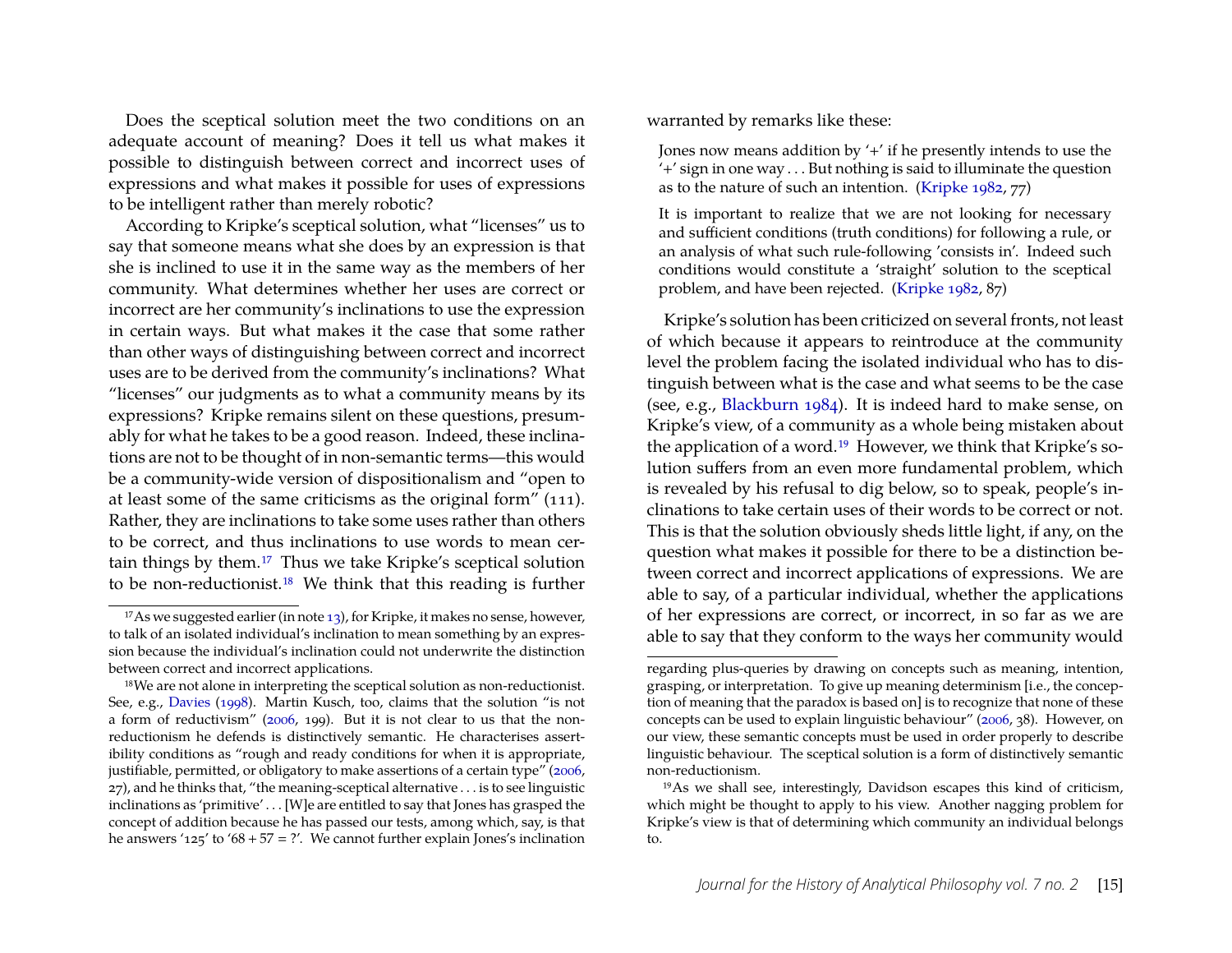Does the sceptical solution meet the two conditions on an adequate account of meaning? Does it tell us what makes it possible to distinguish between correct and incorrect uses of expressions and what makes it possible for uses of expressions to be intelligent rather than merely robotic?

According to Kripke's sceptical solution, what "licenses" us to say that someone means what she does by an expression is that she is inclined to use it in the same way as the members of her community. What determines whether her uses are correct or incorrect are her community's inclinations to use the expression in certain ways. But what makes it the case that some rather than other ways of distinguishing between correct and incorrect uses are to be derived from the community's inclinations? What "licenses" our judgments as to what a community means by its expressions? Kripke remains silent on these questions, presumably for what he takes to be a good reason. Indeed, these inclinations are not to be thought of in non-semantic terms—this would be a community-wide version of dispositionalism and "open to at least some of the same criticisms as the original form" (111). Rather, they are inclinations to take some uses rather than others to be correct, and thus inclinations to use words to mean certain things by them.[17] Thus we take Kripke's sceptical solution to be non-reductionist.[18] We think that this reading is further warranted by remarks like these:

> Jones now means addition by '+' if he presently intends to use the '+' sign in one way . . . But nothing is said to illuminate the question as to the nature of such an intention. (Kripke 1982, 77)

> It is important to realize that we are not looking for necessary and sufficient conditions (truth conditions) for following a rule, or an analysis of what such rule-following 'consists in'. Indeed such conditions would constitute a 'straight' solution to the sceptical problem, and have been rejected. (Kripke 1982, 87)

Kripke's solution has been criticized on several fronts, not least of which because it appears to reintroduce at the community level the problem facing the isolated individual who has to distinguish between what is the case and what seems to be the case (see, e.g., Blackburn 1984). It is indeed hard to make sense, on Kripke's view, of a community as a whole being mistaken about the application of a word.[19] However, we think that Kripke's solution suffers from an even more fundamental problem, which is revealed by his refusal to dig below, so to speak, people's inclinations to take certain uses of their words to be correct or not. This is that the solution obviously sheds little light, if any, on the question what makes it possible for there to be a distinction between correct and incorrect applications of expressions. We are able to say, of a particular individual, whether the applications of her expressions are correct, or incorrect, in so far as we are able to say that they conform to the ways her community would

---

[17] As we suggested earlier (in note 13), for Kripke, it makes no sense, however, to talk of an isolated individual's inclination to mean something by an expression because the individual's inclination could not underwrite the distinction between correct and incorrect applications.

[18] We are not alone in interpreting the sceptical solution as non-reductionist. See, e.g., Davies (1998). Martin Kusch, too, claims that the solution "is not a form of reductivism" (2006, 199). But it is not clear to us that the non-reductionism he defends is distinctively semantic. He characterises assertibility conditions as "rough and ready conditions for when it is appropriate, justifiable, permitted, or obligatory to make assertions of a certain type" (2006, 27), and he thinks that, "the meaning-sceptical alternative . . . is to see linguistic inclinations as 'primitive' . . . [W]e are entitled to say that Jones has grasped the concept of addition because he has passed our tests, among which, say, is that he answers '125' to '68 + 57 = ?'. We cannot further explain Jones's inclination regarding plus-queries by drawing on concepts such as meaning, intention, grasping, or interpretation. To give up meaning determinism [i.e., the conception of meaning that the paradox is based on] is to recognize that none of these concepts can be used to explain linguistic behaviour" (2006, 38). However, on our view, these semantic concepts must be used in order properly to describe linguistic behaviour. The sceptical solution is a form of distinctively semantic non-reductionism.

[19] As we shall see, interestingly, Davidson escapes this kind of criticism, which might be thought to apply to his view. Another nagging problem for Kripke's view is that of determining which community an individual belongs to.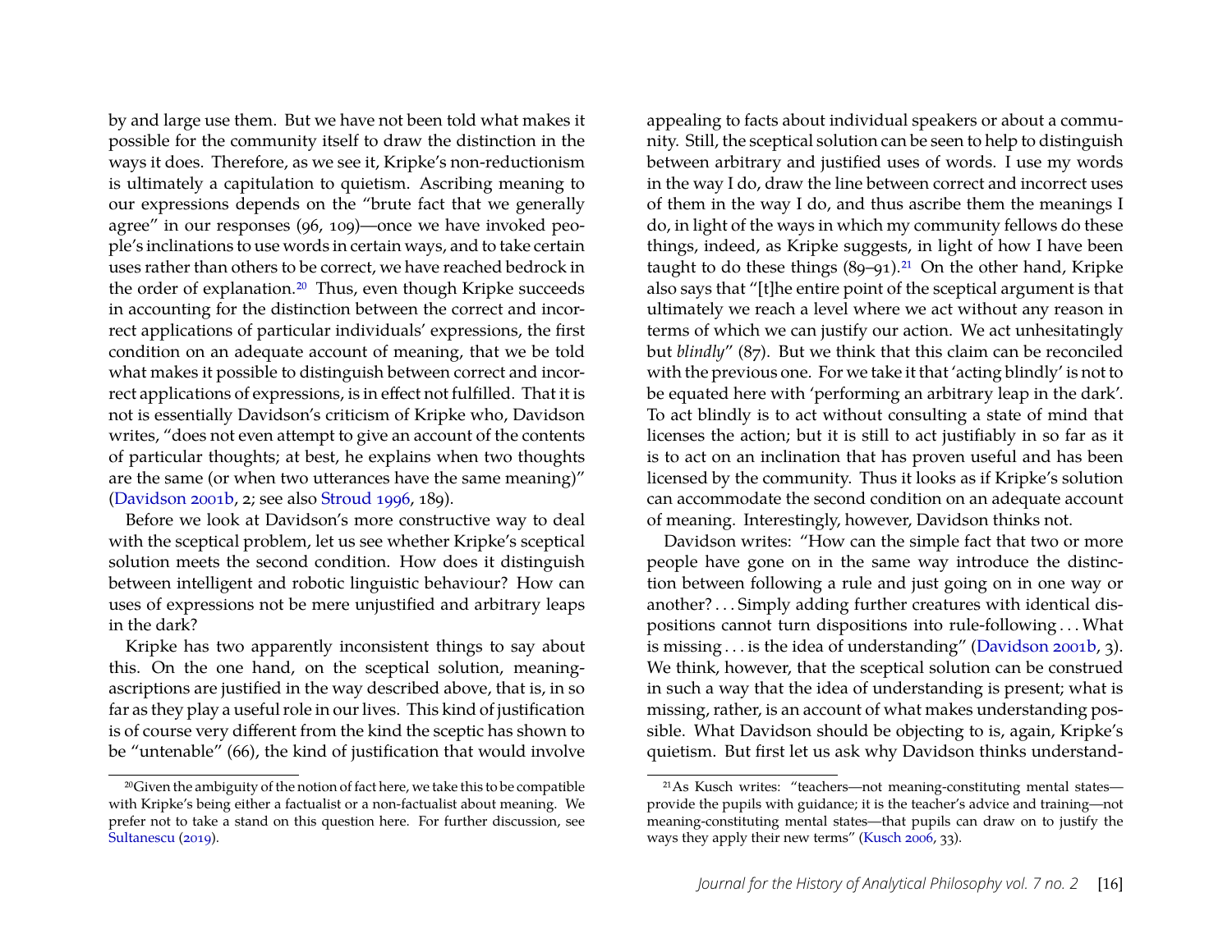by and large use them. But we have not been told what makes it possible for the community itself to draw the distinction in the ways it does. Therefore, as we see it, Kripke's non-reductionism is ultimately a capitulation to quietism. Ascribing meaning to our expressions depends on the "brute fact that we generally agree" in our responses (96, 109)—once we have invoked people's inclinations to use words in certain ways, and to take certain uses rather than others to be correct, we have reached bedrock in the order of explanation.[20] Thus, even though Kripke succeeds in accounting for the distinction between the correct and incorrect applications of particular individuals' expressions, the first condition on an adequate account of meaning, that we be told what makes it possible to distinguish between correct and incorrect applications of expressions, is in effect not fulfilled. That it is not is essentially Davidson's criticism of Kripke who, Davidson writes, "does not even attempt to give an account of the contents of particular thoughts; at best, he explains when two thoughts are the same (or when two utterances have the same meaning)" (Davidson 2001b, 2; see also Stroud 1996, 189).

Before we look at Davidson's more constructive way to deal with the sceptical problem, let us see whether Kripke's sceptical solution meets the second condition. How does it distinguish between intelligent and robotic linguistic behaviour? How can uses of expressions not be mere unjustified and arbitrary leaps in the dark?

Kripke has two apparently inconsistent things to say about this. On the one hand, on the sceptical solution, meaning-ascriptions are justified in the way described above, that is, in so far as they play a useful role in our lives. This kind of justification is of course very different from the kind the sceptic has shown to be "untenable" (66), the kind of justification that would involve appealing to facts about individual speakers or about a community. Still, the sceptical solution can be seen to help to distinguish between arbitrary and justified uses of words. I use my words in the way I do, draw the line between correct and incorrect uses of them in the way I do, and thus ascribe them the meanings I do, in light of the ways in which my community fellows do these things, indeed, as Kripke suggests, in light of how I have been taught to do these things (89–91).[21] On the other hand, Kripke also says that "[t]he entire point of the sceptical argument is that ultimately we reach a level where we act without any reason in terms of which we can justify our action. We act unhesitatingly but *blindly*" (87). But we think that this claim can be reconciled with the previous one. For we take it that 'acting blindly' is not to be equated here with 'performing an arbitrary leap in the dark'. To act blindly is to act without consulting a state of mind that licenses the action; but it is still to act justifiably in so far as it is to act on an inclination that has proven useful and has been licensed by the community. Thus it looks as if Kripke's solution can accommodate the second condition on an adequate account of meaning. Interestingly, however, Davidson thinks not.

Davidson writes: "How can the simple fact that two or more people have gone on in the same way introduce the distinction between following a rule and just going on in one way or another? . . . Simply adding further creatures with identical dispositions cannot turn dispositions into rule-following . . . What is missing . . . is the idea of understanding" (Davidson 2001b, 3). We think, however, that the sceptical solution can be construed in such a way that the idea of understanding is present; what is missing, rather, is an account of what makes understanding possible. What Davidson should be objecting to is, again, Kripke's quietism. But first let us ask why Davidson thinks understand-

[20] Given the ambiguity of the notion of fact here, we take this to be compatible with Kripke's being either a factualist or a non-factualist about meaning. We prefer not to take a stand on this question here. For further discussion, see Sultanescu (2019).

[21] As Kusch writes: "teachers—not meaning-constituting mental states—provide the pupils with guidance; it is the teacher's advice and training—not meaning-constituting mental states—that pupils can draw on to justify the ways they apply their new terms" (Kusch 2006, 33).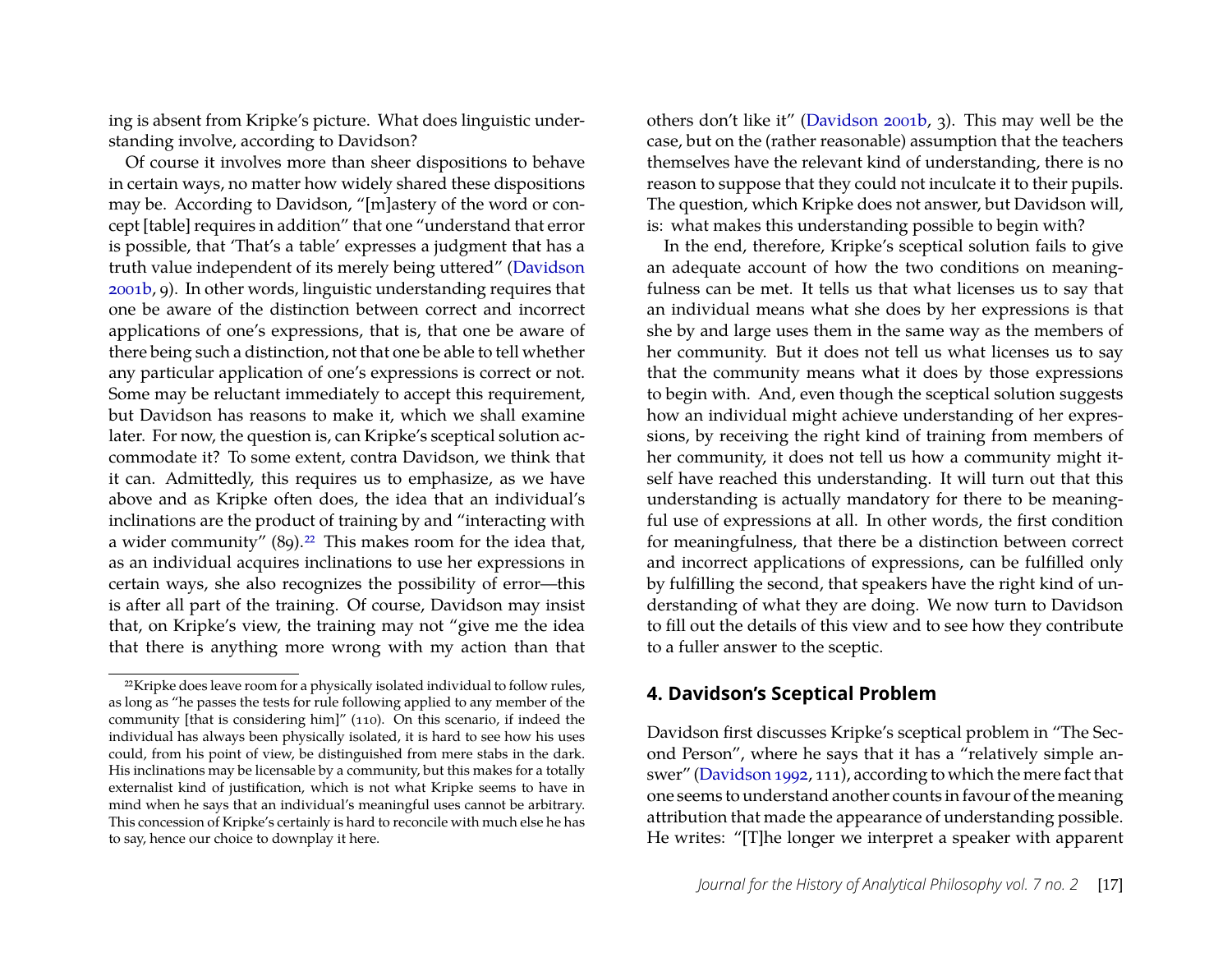ing is absent from Kripke's picture. What does linguistic understanding involve, according to Davidson?

Of course it involves more than sheer dispositions to behave in certain ways, no matter how widely shared these dispositions may be. According to Davidson, "[m]astery of the word or concept [table] requires in addition" that one "understand that error is possible, that 'That's a table' expresses a judgment that has a truth value independent of its merely being uttered" (Davidson 2001b, 9). In other words, linguistic understanding requires that one be aware of the distinction between correct and incorrect applications of one's expressions, that is, that one be aware of there being such a distinction, not that one be able to tell whether any particular application of one's expressions is correct or not. Some may be reluctant immediately to accept this requirement, but Davidson has reasons to make it, which we shall examine later. For now, the question is, can Kripke's sceptical solution accommodate it? To some extent, contra Davidson, we think that it can. Admittedly, this requires us to emphasize, as we have above and as Kripke often does, the idea that an individual's inclinations are the product of training by and "interacting with a wider community" (89).[22] This makes room for the idea that, as an individual acquires inclinations to use her expressions in certain ways, she also recognizes the possibility of error—this is after all part of the training. Of course, Davidson may insist that, on Kripke's view, the training may not "give me the idea that there is anything more wrong with my action than that others don't like it" (Davidson 2001b, 3). This may well be the case, but on the (rather reasonable) assumption that the teachers themselves have the relevant kind of understanding, there is no reason to suppose that they could not inculcate it to their pupils. The question, which Kripke does not answer, but Davidson will, is: what makes this understanding possible to begin with?

In the end, therefore, Kripke's sceptical solution fails to give an adequate account of how the two conditions on meaningfulness can be met. It tells us that what licenses us to say that an individual means what she does by her expressions is that she by and large uses them in the same way as the members of her community. But it does not tell us what licenses us to say that the community means what it does by those expressions to begin with. And, even though the sceptical solution suggests how an individual might achieve understanding of her expressions, by receiving the right kind of training from members of her community, it does not tell us how a community might itself have reached this understanding. It will turn out that this understanding is actually mandatory for there to be meaningful use of expressions at all. In other words, the first condition for meaningfulness, that there be a distinction between correct and incorrect applications of expressions, can be fulfilled only by fulfilling the second, that speakers have the right kind of understanding of what they are doing. We now turn to Davidson to fill out the details of this view and to see how they contribute to a fuller answer to the sceptic.

## 4. Davidson's Sceptical Problem

Davidson first discusses Kripke's sceptical problem in "The Second Person", where he says that it has a "relatively simple answer" (Davidson 1992, 111), according to which the mere fact that one seems to understand another counts in favour of the meaning attribution that made the appearance of understanding possible. He writes: "[T]he longer we interpret a speaker with apparent

[22] Kripke does leave room for a physically isolated individual to follow rules, as long as "he passes the tests for rule following applied to any member of the community [that is considering him]" (110). On this scenario, if indeed the individual has always been physically isolated, it is hard to see how his uses could, from his point of view, be distinguished from mere stabs in the dark. His inclinations may be licensable by a community, but this makes for a totally externalist kind of justification, which is not what Kripke seems to have in mind when he says that an individual's meaningful uses cannot be arbitrary. This concession of Kripke's certainly is hard to reconcile with much else he has to say, hence our choice to downplay it here.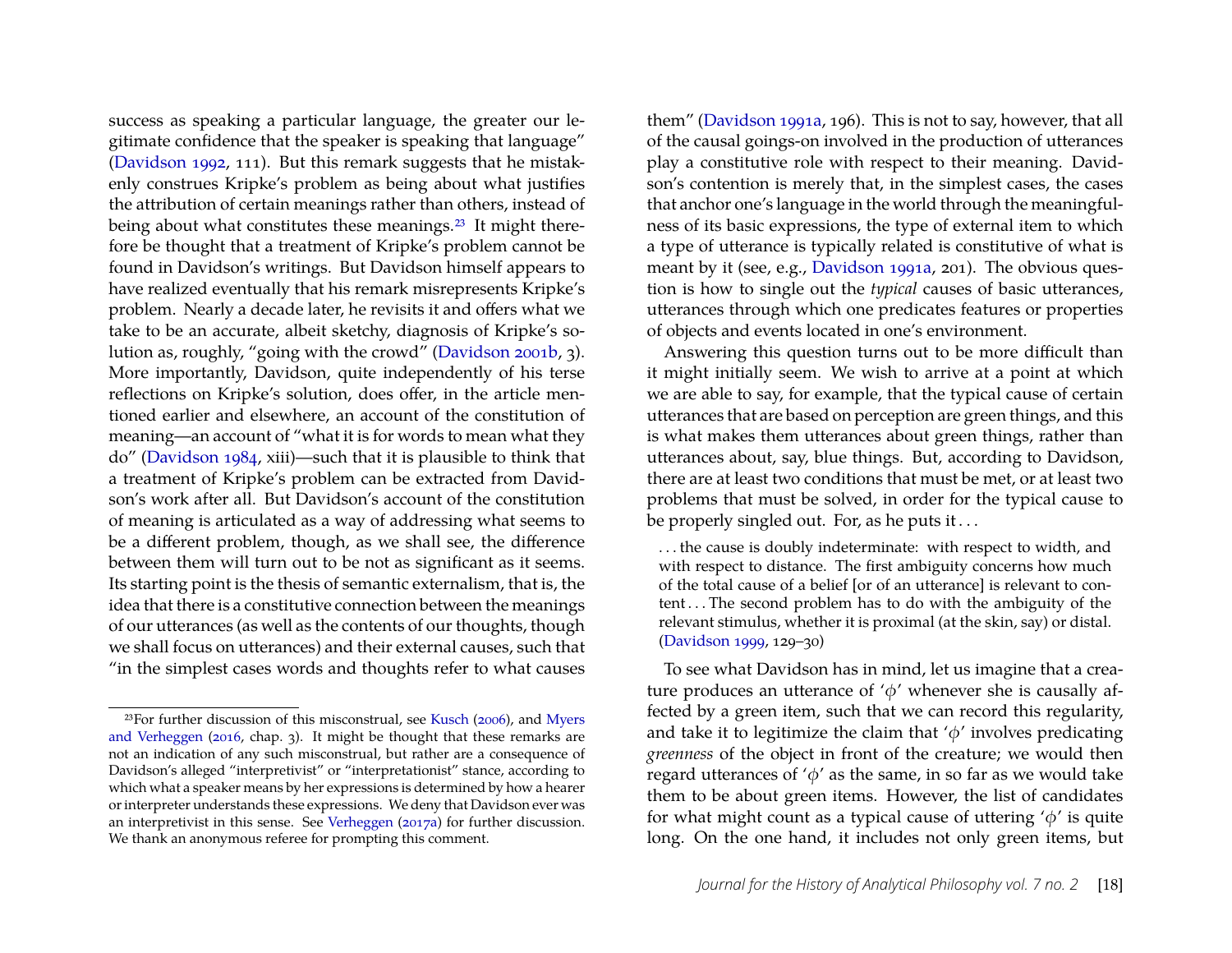success as speaking a particular language, the greater our legitimate confidence that the speaker is speaking that language" (Davidson 1992, 111). But this remark suggests that he mistakenly construes Kripke's problem as being about what justifies the attribution of certain meanings rather than others, instead of being about what constitutes these meanings.[23] It might therefore be thought that a treatment of Kripke's problem cannot be found in Davidson's writings. But Davidson himself appears to have realized eventually that his remark misrepresents Kripke's problem. Nearly a decade later, he revisits it and offers what we take to be an accurate, albeit sketchy, diagnosis of Kripke's solution as, roughly, "going with the crowd" (Davidson 2001b, 3). More importantly, Davidson, quite independently of his terse reflections on Kripke's solution, does offer, in the article mentioned earlier and elsewhere, an account of the constitution of meaning—an account of "what it is for words to mean what they do" (Davidson 1984, xiii)—such that it is plausible to think that a treatment of Kripke's problem can be extracted from Davidson's work after all. But Davidson's account of the constitution of meaning is articulated as a way of addressing what seems to be a different problem, though, as we shall see, the difference between them will turn out to be not as significant as it seems. Its starting point is the thesis of semantic externalism, that is, the idea that there is a constitutive connection between the meanings of our utterances (as well as the contents of our thoughts, though we shall focus on utterances) and their external causes, such that "in the simplest cases words and thoughts refer to what causes them" (Davidson 1991a, 196). This is not to say, however, that all of the causal goings-on involved in the production of utterances play a constitutive role with respect to their meaning. Davidson's contention is merely that, in the simplest cases, the cases that anchor one's language in the world through the meaningfulness of its basic expressions, the type of external item to which a type of utterance is typically related is constitutive of what is meant by it (see, e.g., Davidson 1991a, 201). The obvious question is how to single out the *typical* causes of basic utterances, utterances through which one predicates features or properties of objects and events located in one's environment.

Answering this question turns out to be more difficult than it might initially seem. We wish to arrive at a point at which we are able to say, for example, that the typical cause of certain utterances that are based on perception are green things, and this is what makes them utterances about green things, rather than utterances about, say, blue things. But, according to Davidson, there are at least two conditions that must be met, or at least two problems that must be solved, in order for the typical cause to be properly singled out. For, as he puts it . . .

> . . . the cause is doubly indeterminate: with respect to width, and with respect to distance. The first ambiguity concerns how much of the total cause of a belief [or of an utterance] is relevant to content . . . The second problem has to do with the ambiguity of the relevant stimulus, whether it is proximal (at the skin, say) or distal. (Davidson 1999, 129–30)

To see what Davidson has in mind, let us imagine that a creature produces an utterance of '$\phi$' whenever she is causally affected by a green item, such that we can record this regularity, and take it to legitimize the claim that '$\phi$' involves predicating *greenness* of the object in front of the creature; we would then regard utterances of '$\phi$' as the same, in so far as we would take them to be about green items. However, the list of candidates for what might count as a typical cause of uttering '$\phi$' is quite long. On the one hand, it includes not only green items, but

[23] For further discussion of this misconstrual, see Kusch (2006), and Myers and Verheggen (2016, chap. 3). It might be thought that these remarks are not an indication of any such misconstrual, but rather are a consequence of Davidson's alleged "interprevitist" or "interpretationist" stance, according to which what a speaker means by her expressions is determined by how a hearer or interpreter understands these expressions. We deny that Davidson ever was an interpretivist in this sense. See Verheggen (2017a) for further discussion. We thank an anonymous referee for prompting this comment.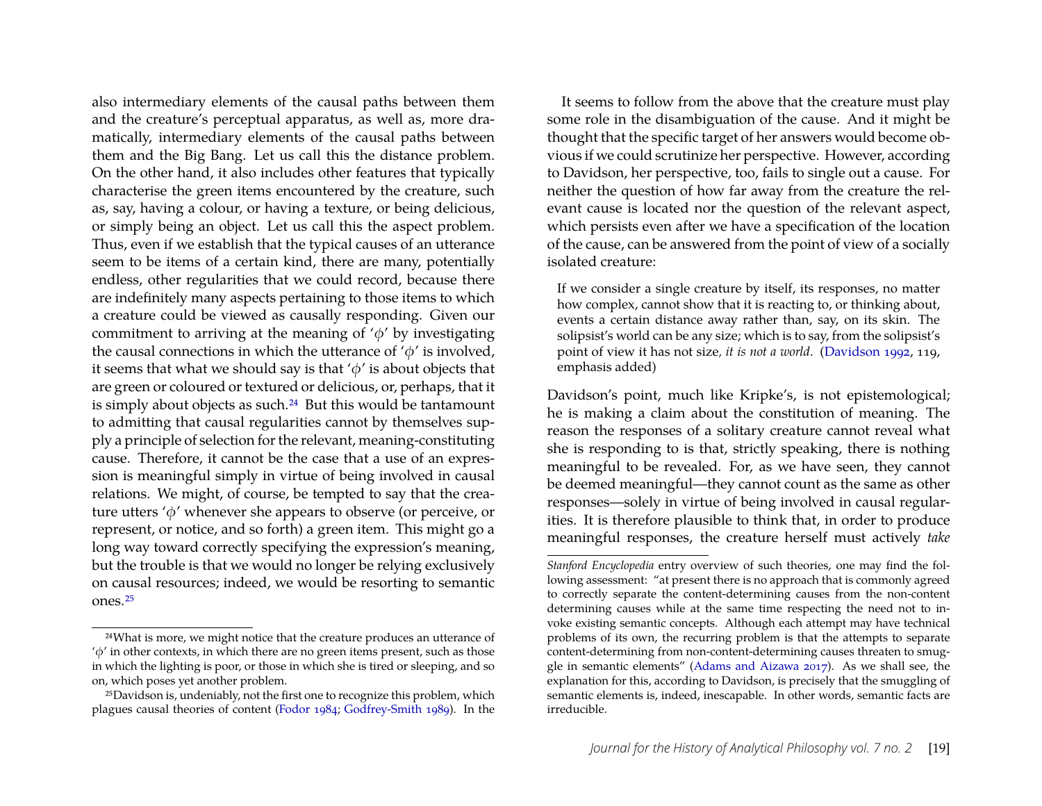also intermediary elements of the causal paths between them and the creature's perceptual apparatus, as well as, more dramatically, intermediary elements of the causal paths between them and the Big Bang. Let us call this the distance problem. On the other hand, it also includes other features that typically characterise the green items encountered by the creature, such as, say, having a colour, or having a texture, or being delicious, or simply being an object. Let us call this the aspect problem. Thus, even if we establish that the typical causes of an utterance seem to be items of a certain kind, there are many, potentially endless, other regularities that we could record, because there are indefinitely many aspects pertaining to those items to which a creature could be viewed as causally responding. Given our commitment to arriving at the meaning of '$\phi$' by investigating the causal connections in which the utterance of '$\phi$' is involved, it seems that what we should say is that '$\phi$' is about objects that are green or coloured or textured or delicious, or, perhaps, that it is simply about objects as such.[24] But this would be tantamount to admitting that causal regularities cannot by themselves supply a principle of selection for the relevant, meaning-constituting cause. Therefore, it cannot be the case that a use of an expression is meaningful simply in virtue of being involved in causal relations. We might, of course, be tempted to say that the creature utters '$\phi$' whenever she appears to observe (or perceive, or represent, or notice, and so forth) a green item. This might go a long way toward correctly specifying the expression's meaning, but the trouble is that we would no longer be relying exclusively on causal resources; indeed, we would be resorting to semantic ones.[25]

It seems to follow from the above that the creature must play some role in the disambiguation of the cause. And it might be thought that the specific target of her answers would become obvious if we could scrutinize her perspective. However, according to Davidson, her perspective, too, fails to single out a cause. For neither the question of how far away from the creature the relevant cause is located nor the question of the relevant aspect, which persists even after we have a specification of the location of the cause, can be answered from the point of view of a socially isolated creature:

> If we consider a single creature by itself, its responses, no matter how complex, cannot show that it is reacting to, or thinking about, events a certain distance away rather than, say, on its skin. The solipsist's world can be any size; which is to say, from the solipsist's point of view it has not size, *it is not a world*. (Davidson 1992, 119, emphasis added)

Davidson's point, much like Kripke's, is not epistemological; he is making a claim about the constitution of meaning. The reason the responses of a solitary creature cannot reveal what she is responding to is that, strictly speaking, there is nothing meaningful to be revealed. For, as we have seen, they cannot be deemed meaningful—they cannot count as the same as other responses—solely in virtue of being involved in causal regularities. It is therefore plausible to think that, in order to produce meaningful responses, the creature herself must actively *take*

---

[24] What is more, we might notice that the creature produces an utterance of '$\phi$' in other contexts, in which there are no green items present, such as those in which the lighting is poor, or those in which she is tired or sleeping, and so on, which poses yet another problem.

[25] Davidson is, undeniably, not the first one to recognize this problem, which plagues causal theories of content (Fodor 1984; Godfrey-Smith 1989). In the *Stanford Encyclopedia* entry overview of such theories, one may find the following assessment: "at present there is no approach that is commonly agreed to correctly separate the content-determining causes from the non-content determining causes while at the same time respecting the need not to invoke existing semantic concepts. Although each attempt may have technical problems of its own, the recurring problem is that the attempts to separate content-determining from non-content-determining causes threaten to smuggle in semantic elements" (Adams and Aizawa 2017). As we shall see, the explanation for this, according to Davidson, is precisely that the smuggling of semantic elements is, indeed, inescapable. In other words, semantic facts are irreducible.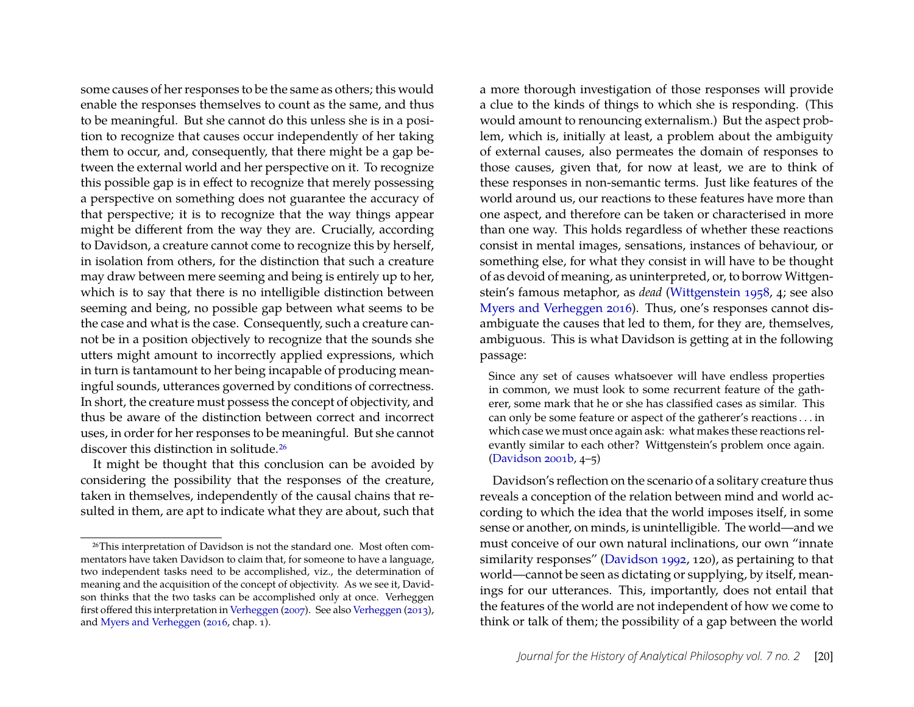some causes of her responses to be the same as others; this would enable the responses themselves to count as the same, and thus to be meaningful. But she cannot do this unless she is in a position to recognize that causes occur independently of her taking them to occur, and, consequently, that there might be a gap between the external world and her perspective on it. To recognize this possible gap is in effect to recognize that merely possessing a perspective on something does not guarantee the accuracy of that perspective; it is to recognize that the way things appear might be different from the way they are. Crucially, according to Davidson, a creature cannot come to recognize this by herself, in isolation from others, for the distinction that such a creature may draw between mere seeming and being is entirely up to her, which is to say that there is no intelligible distinction between seeming and being, no possible gap between what seems to be the case and what is the case. Consequently, such a creature cannot be in a position objectively to recognize that the sounds she utters might amount to incorrectly applied expressions, which in turn is tantamount to her being incapable of producing meaningful sounds, utterances governed by conditions of correctness. In short, the creature must possess the concept of objectivity, and thus be aware of the distinction between correct and incorrect uses, in order for her responses to be meaningful. But she cannot discover this distinction in solitude.[26]

It might be thought that this conclusion can be avoided by considering the possibility that the responses of the creature, taken in themselves, independently of the causal chains that resulted in them, are apt to indicate what they are about, such that a more thorough investigation of those responses will provide a clue to the kinds of things to which she is responding. (This would amount to renouncing externalism.) But the aspect problem, which is, initially at least, a problem about the ambiguity of external causes, also permeates the domain of responses to those causes, given that, for now at least, we are to think of these responses in non-semantic terms. Just like features of the world around us, our reactions to these features have more than one aspect, and therefore can be taken or characterised in more than one way. This holds regardless of whether these reactions consist in mental images, sensations, instances of behaviour, or something else, for what they consist in will have to be thought of as devoid of meaning, as uninterpreted, or, to borrow Wittgenstein's famous metaphor, as *dead* (Wittgenstein 1958, 4; see also Myers and Verheggen 2016). Thus, one's responses cannot disambiguate the causes that led to them, for they are, themselves, ambiguous. This is what Davidson is getting at in the following passage:

> Since any set of causes whatsoever will have endless properties in common, we must look to some recurrent feature of the gatherer, some mark that he or she has classified cases as similar. This can only be some feature or aspect of the gatherer's reactions . . . in which case we must once again ask: what makes these reactions relevantly similar to each other? Wittgenstein's problem once again. (Davidson 2001b, 4–5)

Davidson's reflection on the scenario of a solitary creature thus reveals a conception of the relation between mind and world according to which the idea that the world imposes itself, in some sense or another, on minds, is unintelligible. The world—and we must conceive of our own natural inclinations, our own "innate similarity responses" (Davidson 1992, 120), as pertaining to that world—cannot be seen as dictating or supplying, by itself, meanings for our utterances. This, importantly, does not entail that the features of the world are not independent of how we come to think or talk of them; the possibility of a gap between the world

[26] This interpretation of Davidson is not the standard one. Most often commentators have taken Davidson to claim that, for someone to have a language, two independent tasks need to be accomplished, viz., the determination of meaning and the acquisition of the concept of objectivity. As we see it, Davidson thinks that the two tasks can be accomplished only at once. Verheggen first offered this interpretation in Verheggen (2007). See also Verheggen (2013), and Myers and Verheggen (2016, chap. 1).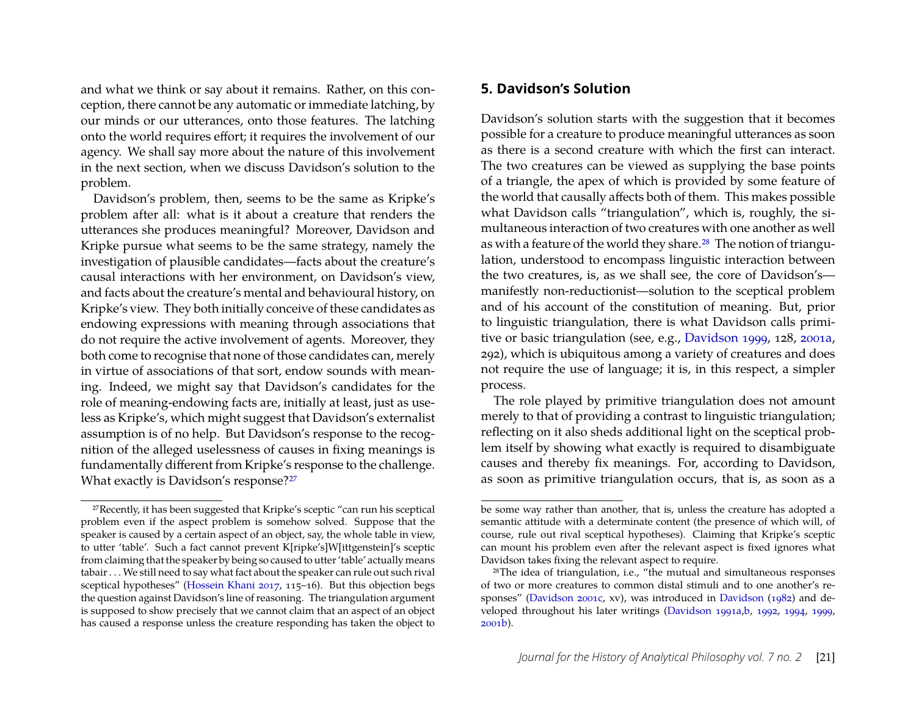and what we think or say about it remains. Rather, on this conception, there cannot be any automatic or immediate latching, by our minds or our utterances, onto those features. The latching onto the world requires effort; it requires the involvement of our agency. We shall say more about the nature of this involvement in the next section, when we discuss Davidson's solution to the problem.

Davidson's problem, then, seems to be the same as Kripke's problem after all: what is it about a creature that renders the utterances she produces meaningful? Moreover, Davidson and Kripke pursue what seems to be the same strategy, namely the investigation of plausible candidates—facts about the creature's causal interactions with her environment, on Davidson's view, and facts about the creature's mental and behavioural history, on Kripke's view. They both initially conceive of these candidates as endowing expressions with meaning through associations that do not require the active involvement of agents. Moreover, they both come to recognise that none of those candidates can, merely in virtue of associations of that sort, endow sounds with meaning. Indeed, we might say that Davidson's candidates for the role of meaning-endowing facts are, initially at least, just as useless as Kripke's, which might suggest that Davidson's externalist assumption is of no help. But Davidson's response to the recognition of the alleged uselessness of causes in fixing meanings is fundamentally different from Kripke's response to the challenge. What exactly is Davidson's response?[27]

## 5. Davidson's Solution

Davidson's solution starts with the suggestion that it becomes possible for a creature to produce meaningful utterances as soon as there is a second creature with which the first can interact. The two creatures can be viewed as supplying the base points of a triangle, the apex of which is provided by some feature of the world that causally affects both of them. This makes possible what Davidson calls "triangulation", which is, roughly, the simultaneous interaction of two creatures with one another as well as with a feature of the world they share.[28] The notion of triangulation, understood to encompass linguistic interaction between the two creatures, is, as we shall see, the core of Davidson's—manifestly non-reductionist—solution to the sceptical problem and of his account of the constitution of meaning. But, prior to linguistic triangulation, there is what Davidson calls primitive or basic triangulation (see, e.g., Davidson 1999, 128, 2001a, 292), which is ubiquitous among a variety of creatures and does not require the use of language; it is, in this respect, a simpler process.

The role played by primitive triangulation does not amount merely to that of providing a contrast to linguistic triangulation; reflecting on it also sheds additional light on the sceptical problem itself by showing what exactly is required to disambiguate causes and thereby fix meanings. For, according to Davidson, as soon as primitive triangulation occurs, that is, as soon as a

---

[27] Recently, it has been suggested that Kripke's sceptic "can run his sceptical problem even if the aspect problem is somehow solved. Suppose that the speaker is caused by a certain aspect of an object, say, the whole table in view, to utter 'table'. Such a fact cannot prevent K[ripke's]W[ittgenstein]'s sceptic from claiming that the speaker by being so caused to utter 'table' actually means tabair . . . We still need to say what fact about the speaker can rule out such rival sceptical hypotheses" (Hossein Khani 2017, 115–16). But this objection begs the question against Davidson's line of reasoning. The triangulation argument is supposed to show precisely that we cannot claim that an aspect of an object has caused a response unless the creature responding has taken the object to be some way rather than another, that is, unless the creature has adopted a semantic attitude with a determinate content (the presence of which will, of course, rule out rival sceptical hypotheses). Claiming that Kripke's sceptic can mount his problem even after the relevant aspect is fixed ignores what Davidson takes fixing the relevant aspect to require.

[28] The idea of triangulation, i.e., "the mutual and simultaneous responses of two or more creatures to common distal stimuli and to one another's responses" (Davidson 2001c, xv), was introduced in Davidson (1982) and developed throughout his later writings (Davidson 1991a,b, 1992, 1994, 1999, 2001b).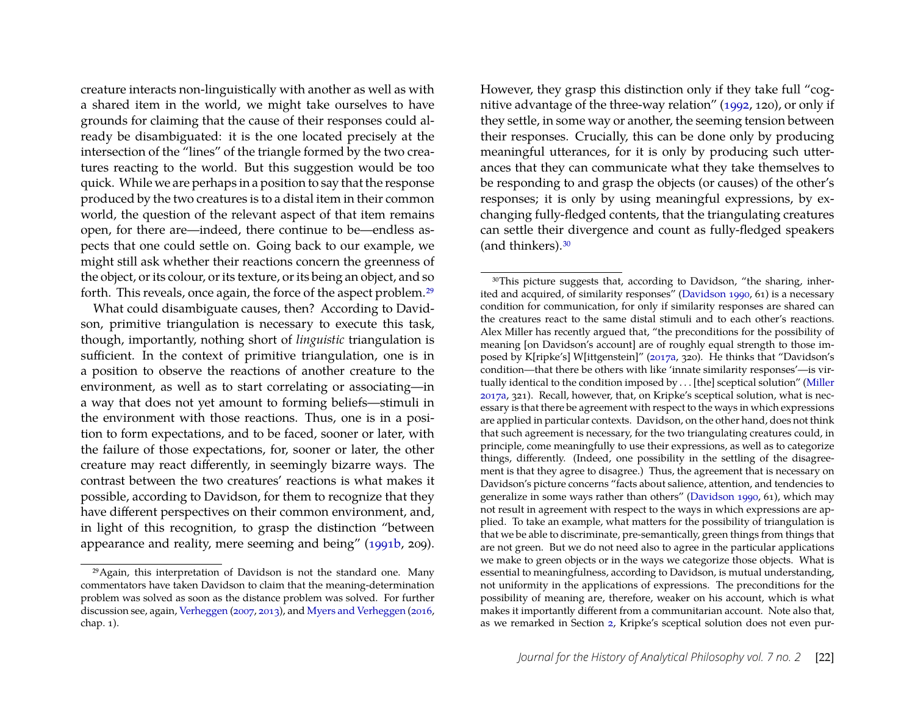creature interacts non-linguistically with another as well as with a shared item in the world, we might take ourselves to have grounds for claiming that the cause of their responses could already be disambiguated: it is the one located precisely at the intersection of the "lines" of the triangle formed by the two creatures reacting to the world. But this suggestion would be too quick. While we are perhaps in a position to say that the response produced by the two creatures is to a distal item in their common world, the question of the relevant aspect of that item remains open, for there are—indeed, there continue to be—endless aspects that one could settle on. Going back to our example, we might still ask whether their reactions concern the greenness of the object, or its colour, or its texture, or its being an object, and so forth. This reveals, once again, the force of the aspect problem.[29]

What could disambiguate causes, then? According to Davidson, primitive triangulation is necessary to execute this task, though, importantly, nothing short of *linguistic* triangulation is sufficient. In the context of primitive triangulation, one is in a position to observe the reactions of another creature to the environment, as well as to start correlating or associating—in a way that does not yet amount to forming beliefs—stimuli in the environment with those reactions. Thus, one is in a position to form expectations, and to be faced, sooner or later, with the failure of those expectations, for, sooner or later, the other creature may react differently, in seemingly bizarre ways. The contrast between the two creatures' reactions is what makes it possible, according to Davidson, for them to recognize that they have different perspectives on their common environment, and, in light of this recognition, to grasp the distinction "between appearance and reality, mere seeming and being" (1991b, 209). However, they grasp this distinction only if they take full "cognitive advantage of the three-way relation" (1992, 120), or only if they settle, in some way or another, the seeming tension between their responses. Crucially, this can be done only by producing meaningful utterances, for it is only by producing such utterances that they can communicate what they take themselves to be responding to and grasp the objects (or causes) of the other's responses; it is only by using meaningful expressions, by exchanging fully-fledged contents, that the triangulating creatures can settle their divergence and count as fully-fledged speakers (and thinkers).[30]

[29]Again, this interpretation of Davidson is not the standard one. Many commentators have taken Davidson to claim that the meaning-determination problem was solved as soon as the distance problem was solved. For further discussion see, again, Verheggen (2007, 2013), and Myers and Verheggen (2016, chap. 1).

[30]This picture suggests that, according to Davidson, "the sharing, inherited and acquired, of similarity responses" (Davidson 1990, 61) is a necessary condition for communication, for only if similarity responses are shared can the creatures react to the same distal stimuli and to each other's reactions. Alex Miller has recently argued that, "the preconditions for the possibility of meaning [on Davidson's account] are of roughly equal strength to those imposed by K[ripke's] W[ittgenstein]" (2017a, 320). He thinks that "Davidson's condition—that there be others with like 'innate similarity responses'—is virtually identical to the condition imposed by . . . [the] sceptical solution" (Miller 2017a, 321). Recall, however, that, on Kripke's sceptical solution, what is necessary is that there be agreement with respect to the ways in which expressions are applied in particular contexts. Davidson, on the other hand, does not think that such agreement is necessary, for the two triangulating creatures could, in principle, come meaningfully to use their expressions, as well as to categorize things, differently. (Indeed, one possibility in the settling of the disagreement is that they agree to disagree.) Thus, the agreement that is necessary on Davidson's picture concerns "facts about salience, attention, and tendencies to generalize in some ways rather than others" (Davidson 1990, 61), which may not result in agreement with respect to the ways in which expressions are applied. To take an example, what matters for the possibility of triangulation is that we be able to discriminate, pre-semantically, green things from things that are not green. But we do not need also to agree in the particular applications we make to green objects or in the ways we categorize those objects. What is essential to meaningfulness, according to Davidson, is mutual understanding, not uniformity in the applications of expressions. The preconditions for the possibility of meaning are, therefore, weaker on his account, which is what makes it importantly different from a communitarian account. Note also that, as we remarked in Section 2, Kripke's sceptical solution does not even pur-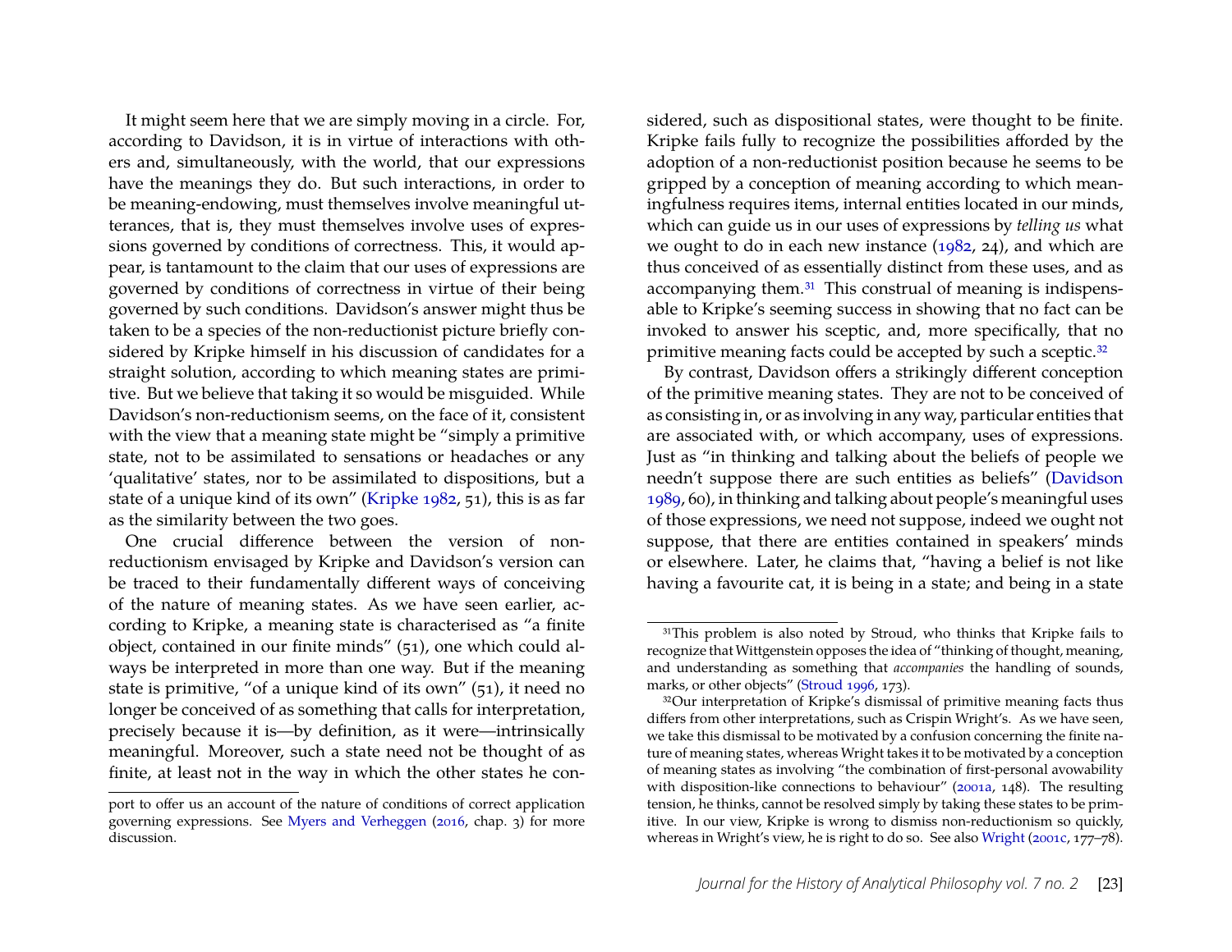It might seem here that we are simply moving in a circle. For, according to Davidson, it is in virtue of interactions with others and, simultaneously, with the world, that our expressions have the meanings they do. But such interactions, in order to be meaning-endowing, must themselves involve meaningful utterances, that is, they must themselves involve uses of expressions governed by conditions of correctness. This, it would appear, is tantamount to the claim that our uses of expressions are governed by conditions of correctness in virtue of their being governed by such conditions. Davidson's answer might thus be taken to be a species of the non-reductionist picture briefly considered by Kripke himself in his discussion of candidates for a straight solution, according to which meaning states are primitive. But we believe that taking it so would be misguided. While Davidson's non-reductionism seems, on the face of it, consistent with the view that a meaning state might be "simply a primitive state, not to be assimilated to sensations or headaches or any 'qualitative' states, nor to be assimilated to dispositions, but a state of a unique kind of its own" (Kripke 1982, 51), this is as far as the similarity between the two goes.

One crucial difference between the version of non-reductionism envisaged by Kripke and Davidson's version can be traced to their fundamentally different ways of conceiving of the nature of meaning states. As we have seen earlier, according to Kripke, a meaning state is characterised as "a finite object, contained in our finite minds" (51), one which could always be interpreted in more than one way. But if the meaning state is primitive, "of a unique kind of its own" (51), it need no longer be conceived of as something that calls for interpretation, precisely because it is—by definition, as it were—intrinsically meaningful. Moreover, such a state need not be thought of as finite, at least not in the way in which the other states he considered, such as dispositional states, were thought to be finite. Kripke fails fully to recognize the possibilities afforded by the adoption of a non-reductionist position because he seems to be gripped by a conception of meaning according to which meaningfulness requires items, internal entities located in our minds, which can guide us in our uses of expressions by *telling us* what we ought to do in each new instance (1982, 24), and which are thus conceived of as essentially distinct from these uses, and as accompanying them.[31] This construal of meaning is indispensable to Kripke's seeming success in showing that no fact can be invoked to answer his sceptic, and, more specifically, that no primitive meaning facts could be accepted by such a sceptic.[32]

By contrast, Davidson offers a strikingly different conception of the primitive meaning states. They are not to be conceived of as consisting in, or as involving in any way, particular entities that are associated with, or which accompany, uses of expressions. Just as "in thinking and talking about the beliefs of people we needn't suppose there are such entities as beliefs" (Davidson 1989, 60), in thinking and talking about people's meaningful uses of those expressions, we need not suppose, indeed we ought not suppose, that there are entities contained in speakers' minds or elsewhere. Later, he claims that, "having a belief is not like having a favourite cat, it is being in a state; and being in a state

port to offer us an account of the nature of conditions of correct application governing expressions. See Myers and Verheggen (2016, chap. 3) for more discussion.

[31] This problem is also noted by Stroud, who thinks that Kripke fails to recognize that Wittgenstein opposes the idea of "thinking of thought, meaning, and understanding as something that *accompanies* the handling of sounds, marks, or other objects" (Stroud 1996, 173).

[32] Our interpretation of Kripke's dismissal of primitive meaning facts thus differs from other interpretations, such as Crispin Wright's. As we have seen, we take this dismissal to be motivated by a confusion concerning the finite nature of meaning states, whereas Wright takes it to be motivated by a conception of meaning states as involving "the combination of first-personal avowability with disposition-like connections to behaviour" (2001a, 148). The resulting tension, he thinks, cannot be resolved simply by taking these states to be primitive. In our view, Kripke is wrong to dismiss non-reductionism so quickly, whereas in Wright's view, he is right to do so. See also Wright (2001c, 177–78).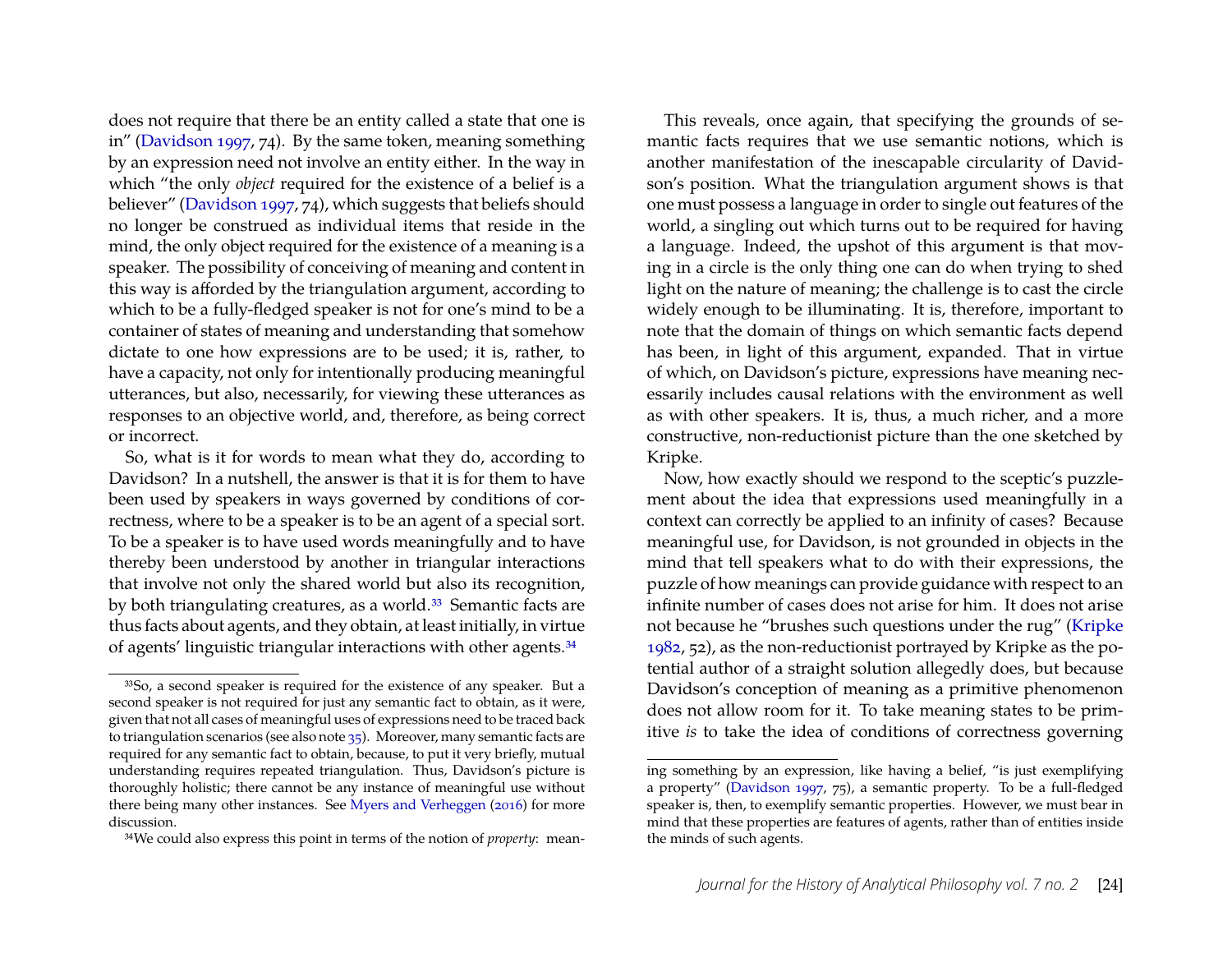does not require that there be an entity called a state that one is in" (Davidson 1997, 74). By the same token, meaning something by an expression need not involve an entity either. In the way in which "the only *object* required for the existence of a belief is a believer" (Davidson 1997, 74), which suggests that beliefs should no longer be construed as individual items that reside in the mind, the only object required for the existence of a meaning is a speaker. The possibility of conceiving of meaning and content in this way is afforded by the triangulation argument, according to which to be a fully-fledged speaker is not for one's mind to be a container of states of meaning and understanding that somehow dictate to one how expressions are to be used; it is, rather, to have a capacity, not only for intentionally producing meaningful utterances, but also, necessarily, for viewing these utterances as responses to an objective world, and, therefore, as being correct or incorrect.

So, what is it for words to mean what they do, according to Davidson? In a nutshell, the answer is that it is for them to have been used by speakers in ways governed by conditions of correctness, where to be a speaker is to be an agent of a special sort. To be a speaker is to have used words meaningfully and to have thereby been understood by another in triangular interactions that involve not only the shared world but also its recognition, by both triangulating creatures, as a world.[33] Semantic facts are thus facts about agents, and they obtain, at least initially, in virtue of agents' linguistic triangular interactions with other agents.[34]

This reveals, once again, that specifying the grounds of semantic facts requires that we use semantic notions, which is another manifestation of the inescapable circularity of Davidson's position. What the triangulation argument shows is that one must possess a language in order to single out features of the world, a singling out which turns out to be required for having a language. Indeed, the upshot of this argument is that moving in a circle is the only thing one can do when trying to shed light on the nature of meaning; the challenge is to cast the circle widely enough to be illuminating. It is, therefore, important to note that the domain of things on which semantic facts depend has been, in light of this argument, expanded. That in virtue of which, on Davidson's picture, expressions have meaning necessarily includes causal relations with the environment as well as with other speakers. It is, thus, a much richer, and a more constructive, non-reductionist picture than the one sketched by Kripke.

Now, how exactly should we respond to the sceptic's puzzlement about the idea that expressions used meaningfully in a context can correctly be applied to an infinity of cases? Because meaningful use, for Davidson, is not grounded in objects in the mind that tell speakers what to do with their expressions, the puzzle of how meanings can provide guidance with respect to an infinite number of cases does not arise for him. It does not arise not because he "brushes such questions under the rug" (Kripke 1982, 52), as the non-reductionist portrayed by Kripke as the potential author of a straight solution allegedly does, but because Davidson's conception of meaning as a primitive phenomenon does not allow room for it. To take meaning states to be primitive *is* to take the idea of conditions of correctness governing

---

[33] So, a second speaker is required for the existence of any speaker. But a second speaker is not required for just any semantic fact to obtain, as it were, given that not all cases of meaningful uses of expressions need to be traced back to triangulation scenarios (see also note 35). Moreover, many semantic facts are required for any semantic fact to obtain, because, to put it very briefly, mutual understanding requires repeated triangulation. Thus, Davidson's picture is thoroughly holistic; there cannot be any instance of meaningful use without there being many other instances. See Myers and Verheggen (2016) for more discussion.

[34] We could also express this point in terms of the notion of *property*: meaning something by an expression, like having a belief, "is just exemplifying a property" (Davidson 1997, 75), a semantic property. To be a full-fledged speaker is, then, to exemplify semantic properties. However, we must bear in mind that these properties are features of agents, rather than of entities inside the minds of such agents.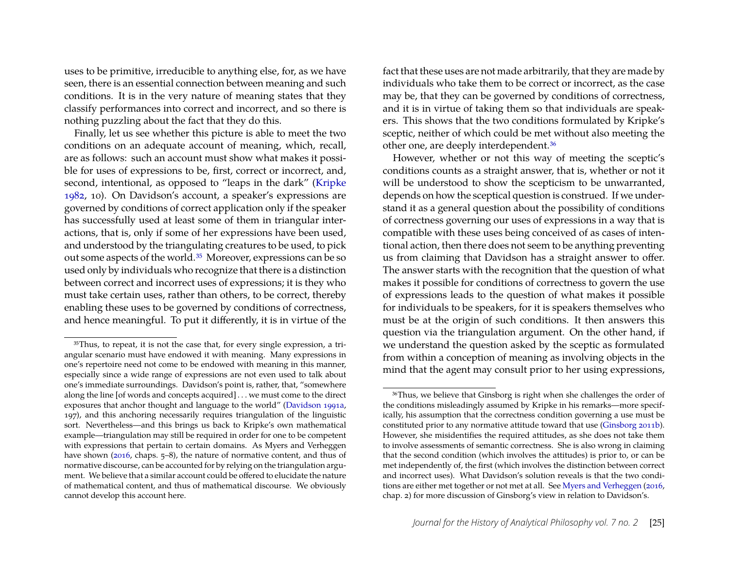uses to be primitive, irreducible to anything else, for, as we have seen, there is an essential connection between meaning and such conditions. It is in the very nature of meaning states that they classify performances into correct and incorrect, and so there is nothing puzzling about the fact that they do this.

Finally, let us see whether this picture is able to meet the two conditions on an adequate account of meaning, which, recall, are as follows: such an account must show what makes it possible for uses of expressions to be, first, correct or incorrect, and, second, intentional, as opposed to "leaps in the dark" (Kripke 1982, 10). On Davidson's account, a speaker's expressions are governed by conditions of correct application only if the speaker has successfully used at least some of them in triangular interactions, that is, only if some of her expressions have been used, and understood by the triangulating creatures to be used, to pick out some aspects of the world.[35] Moreover, expressions can be so used only by individuals who recognize that there is a distinction between correct and incorrect uses of expressions; it is they who must take certain uses, rather than others, to be correct, thereby enabling these uses to be governed by conditions of correctness, and hence meaningful. To put it differently, it is in virtue of the fact that these uses are not made arbitrarily, that they are made by individuals who take them to be correct or incorrect, as the case may be, that they can be governed by conditions of correctness, and it is in virtue of taking them so that individuals are speakers. This shows that the two conditions formulated by Kripke's sceptic, neither of which could be met without also meeting the other one, are deeply interdependent.[36]

However, whether or not this way of meeting the sceptic's conditions counts as a straight answer, that is, whether or not it will be understood to show the scepticism to be unwarranted, depends on how the sceptical question is construed. If we understand it as a general question about the possibility of conditions of correctness governing our uses of expressions in a way that is compatible with these uses being conceived of as cases of intentional action, then there does not seem to be anything preventing us from claiming that Davidson has a straight answer to offer. The answer starts with the recognition that the question of what makes it possible for conditions of correctness to govern the use of expressions leads to the question of what makes it possible for individuals to be speakers, for it is speakers themselves who must be at the origin of such conditions. It then answers this question via the triangulation argument. On the other hand, if we understand the question asked by the sceptic as formulated from within a conception of meaning as involving objects in the mind that the agent may consult prior to her using expressions,

---

[35] Thus, to repeat, it is not the case that, for every single expression, a triangular scenario must have endowed it with meaning. Many expressions in one's repertoire need not come to be endowed with meaning in this manner, especially since a wide range of expressions are not even used to talk about one's immediate surroundings. Davidson's point is, rather, that, "somewhere along the line [of words and concepts acquired] . . . we must come to the direct exposures that anchor thought and language to the world" (Davidson 1991a, 197), and this anchoring necessarily requires triangulation of the linguistic sort. Nevertheless—and this brings us back to Kripke's own mathematical example—triangulation may still be required in order for one to be competent with expressions that pertain to certain domains. As Myers and Verheggen have shown (2016, chaps. 5–8), the nature of normative content, and thus of normative discourse, can be accounted for by relying on the triangulation argument. We believe that a similar account could be offered to elucidate the nature of mathematical content, and thus of mathematical discourse. We obviously cannot develop this account here.

[36] Thus, we believe that Ginsborg is right when she challenges the order of the conditions misleadingly assumed by Kripke in his remarks—more specifically, his assumption that the correctness condition governing a use must be constituted prior to any normative attitude toward that use (Ginsborg 2011b). However, she misidentifies the required attitudes, as she does not take them to involve assessments of semantic correctness. She is also wrong in claiming that the second condition (which involves the attitudes) is prior to, or can be met independently of, the first (which involves the distinction between correct and incorrect uses). What Davidson's solution reveals is that the two conditions are either met together or not met at all. See Myers and Verheggen (2016, chap. 2) for more discussion of Ginsborg's view in relation to Davidson's.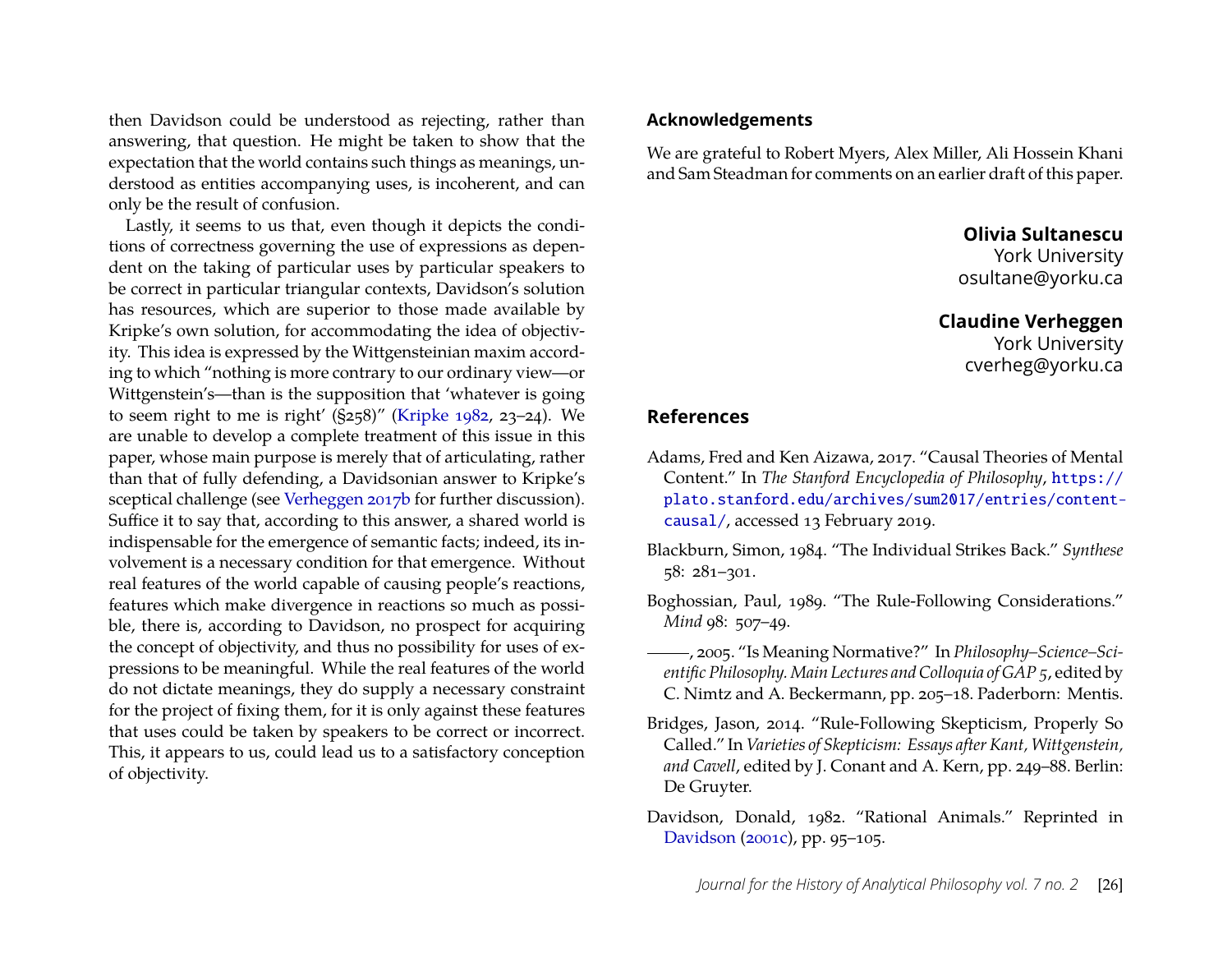then Davidson could be understood as rejecting, rather than answering, that question. He might be taken to show that the expectation that the world contains such things as meanings, understood as entities accompanying uses, is incoherent, and can only be the result of confusion.

Lastly, it seems to us that, even though it depicts the conditions of correctness governing the use of expressions as dependent on the taking of particular uses by particular speakers to be correct in particular triangular contexts, Davidson's solution has resources, which are superior to those made available by Kripke's own solution, for accommodating the idea of objectivity. This idea is expressed by the Wittgensteinian maxim according to which "nothing is more contrary to our ordinary view—or Wittgenstein's—than is the supposition that 'whatever is going to seem right to me is right' (§258)" (Kripke 1982, 23–24). We are unable to develop a complete treatment of this issue in this paper, whose main purpose is merely that of articulating, rather than that of fully defending, a Davidsonian answer to Kripke's sceptical challenge (see Verheggen 2017b for further discussion). Suffice it to say that, according to this answer, a shared world is indispensable for the emergence of semantic facts; indeed, its involvement is a necessary condition for that emergence. Without real features of the world capable of causing people's reactions, features which make divergence in reactions so much as possible, there is, according to Davidson, no prospect for acquiring the concept of objectivity, and thus no possibility for uses of expressions to be meaningful. While the real features of the world do not dictate meanings, they do supply a necessary constraint for the project of fixing them, for it is only against these features that uses could be taken by speakers to be correct or incorrect. This, it appears to us, could lead us to a satisfactory conception of objectivity.

### Acknowledgements

We are grateful to Robert Myers, Alex Miller, Ali Hossein Khani and Sam Steadman for comments on an earlier draft of this paper.

**Olivia Sultanescu**
York University
osultane@yorku.ca

**Claudine Verheggen**
York University
cverheg@yorku.ca

## References

Adams, Fred and Ken Aizawa, 2017. "Causal Theories of Mental Content." In *The Stanford Encyclopedia of Philosophy*, https://plato.stanford.edu/archives/sum2017/entries/content-causal/, accessed 13 February 2019.

Blackburn, Simon, 1984. "The Individual Strikes Back." *Synthese* 58: 281–301.

Boghossian, Paul, 1989. "The Rule-Following Considerations." *Mind* 98: 507–49.

———, 2005. "Is Meaning Normative?" In *Philosophy–Science–Scientific Philosophy. Main Lectures and Colloquia of GAP 5*, edited by C. Nimtz and A. Beckermann, pp. 205–18. Paderborn: Mentis.

Bridges, Jason, 2014. "Rule-Following Skepticism, Properly So Called." In *Varieties of Skepticism: Essays after Kant, Wittgenstein, and Cavell*, edited by J. Conant and A. Kern, pp. 249–88. Berlin: De Gruyter.

Davidson, Donald, 1982. "Rational Animals." Reprinted in Davidson (2001c), pp. 95–105.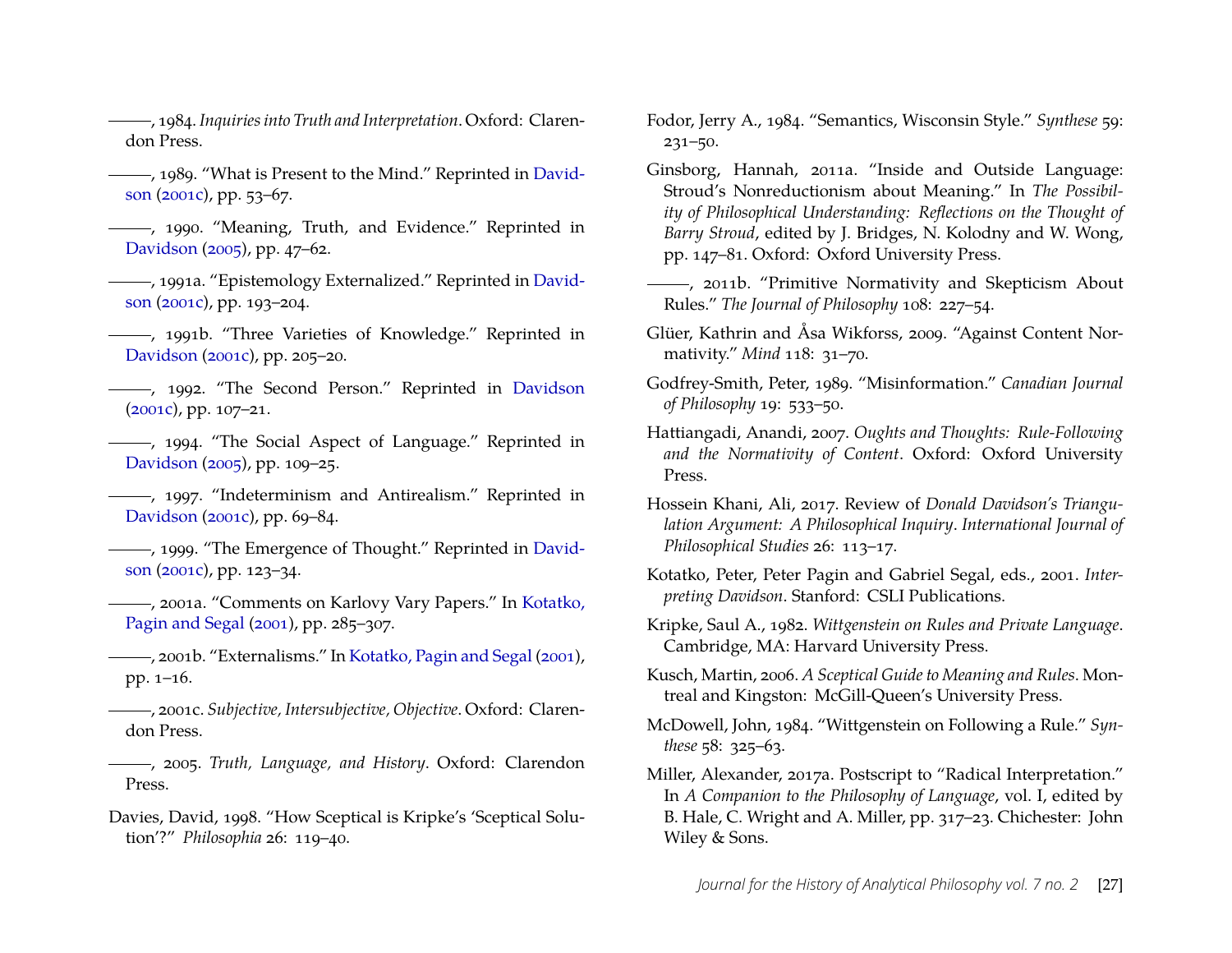———, 1984. *Inquiries into Truth and Interpretation*. Oxford: Clarendon Press.

———, 1989. "What is Present to the Mind." Reprinted in Davidson (2001c), pp. 53–67.

———, 1990. "Meaning, Truth, and Evidence." Reprinted in Davidson (2005), pp. 47–62.

———, 1991a. "Epistemology Externalized." Reprinted in Davidson (2001c), pp. 193–204.

———, 1991b. "Three Varieties of Knowledge." Reprinted in Davidson (2001c), pp. 205–20.

———, 1992. "The Second Person." Reprinted in Davidson (2001c), pp. 107–21.

———, 1994. "The Social Aspect of Language." Reprinted in Davidson (2005), pp. 109–25.

———, 1997. "Indeterminism and Antirealism." Reprinted in Davidson (2001c), pp. 69–84.

———, 1999. "The Emergence of Thought." Reprinted in Davidson (2001c), pp. 123–34.

———, 2001a. "Comments on Karlovy Vary Papers." In Kotatko, Pagin and Segal (2001), pp. 285–307.

———, 2001b. "Externalisms." In Kotatko, Pagin and Segal (2001), pp. 1–16.

———, 2001c. *Subjective, Intersubjective, Objective*. Oxford: Clarendon Press.

———, 2005. *Truth, Language, and History*. Oxford: Clarendon Press.

Davies, David, 1998. "How Sceptical is Kripke's 'Sceptical Solution'?" *Philosophia* 26: 119–40.

Fodor, Jerry A., 1984. "Semantics, Wisconsin Style." *Synthese* 59: 231–50.

Ginsborg, Hannah, 2011a. "Inside and Outside Language: Stroud's Nonreductionism about Meaning." In *The Possibility of Philosophical Understanding: Reflections on the Thought of Barry Stroud*, edited by J. Bridges, N. Kolodny and W. Wong, pp. 147–81. Oxford: Oxford University Press.

———, 2011b. "Primitive Normativity and Skepticism About Rules." *The Journal of Philosophy* 108: 227–54.

Glüer, Kathrin and Åsa Wikforss, 2009. "Against Content Normativity." *Mind* 118: 31–70.

Godfrey-Smith, Peter, 1989. "Misinformation." *Canadian Journal of Philosophy* 19: 533–50.

Hattiangadi, Anandi, 2007. *Oughts and Thoughts: Rule-Following and the Normativity of Content*. Oxford: Oxford University Press.

Hossein Khani, Ali, 2017. Review of *Donald Davidson's Triangulation Argument: A Philosophical Inquiry*. *International Journal of Philosophical Studies* 26: 113–17.

Kotatko, Peter, Peter Pagin and Gabriel Segal, eds., 2001. *Interpreting Davidson*. Stanford: CSLI Publications.

Kripke, Saul A., 1982. *Wittgenstein on Rules and Private Language*. Cambridge, MA: Harvard University Press.

Kusch, Martin, 2006. *A Sceptical Guide to Meaning and Rules*. Montreal and Kingston: McGill-Queen's University Press.

McDowell, John, 1984. "Wittgenstein on Following a Rule." *Synthese* 58: 325–63.

Miller, Alexander, 2017a. Postscript to "Radical Interpretation." In *A Companion to the Philosophy of Language*, vol. I, edited by B. Hale, C. Wright and A. Miller, pp. 317–23. Chichester: John Wiley & Sons.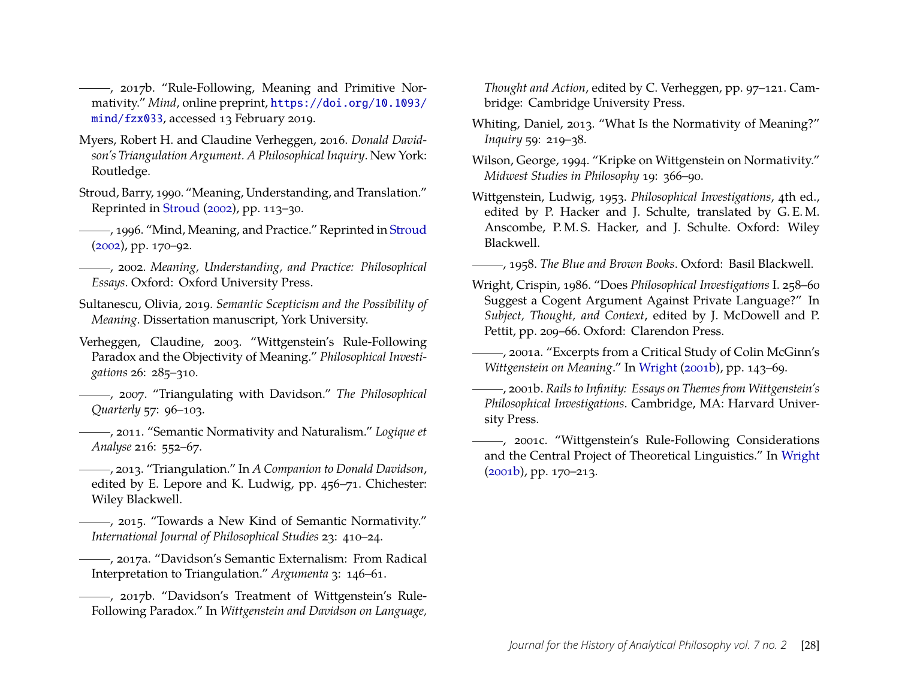———, 2017b. "Rule-Following, Meaning and Primitive Normativity." *Mind*, online preprint, https://doi.org/10.1093/mind/fzx033, accessed 13 February 2019.

Myers, Robert H. and Claudine Verheggen, 2016. *Donald Davidson's Triangulation Argument. A Philosophical Inquiry*. New York: Routledge.

Stroud, Barry, 1990. "Meaning, Understanding, and Translation." Reprinted in Stroud (2002), pp. 113–30.

———, 1996. "Mind, Meaning, and Practice." Reprinted in Stroud (2002), pp. 170–92.

———, 2002. *Meaning, Understanding, and Practice: Philosophical Essays*. Oxford: Oxford University Press.

Sultanescu, Olivia, 2019. *Semantic Scepticism and the Possibility of Meaning*. Dissertation manuscript, York University.

Verheggen, Claudine, 2003. "Wittgenstein's Rule-Following Paradox and the Objectivity of Meaning." *Philosophical Investigations* 26: 285–310.

———, 2007. "Triangulating with Davidson." *The Philosophical Quarterly* 57: 96–103.

———, 2011. "Semantic Normativity and Naturalism." *Logique et Analyse* 216: 552–67.

———, 2013. "Triangulation." In *A Companion to Donald Davidson*, edited by E. Lepore and K. Ludwig, pp. 456–71. Chichester: Wiley Blackwell.

———, 2015. "Towards a New Kind of Semantic Normativity." *International Journal of Philosophical Studies* 23: 410–24.

———, 2017a. "Davidson's Semantic Externalism: From Radical Interpretation to Triangulation." *Argumenta* 3: 146–61.

———, 2017b. "Davidson's Treatment of Wittgenstein's Rule-Following Paradox." In *Wittgenstein and Davidson on Language, Thought and Action*, edited by C. Verheggen, pp. 97–121. Cambridge: Cambridge University Press.

Whiting, Daniel, 2013. "What Is the Normativity of Meaning?" *Inquiry* 59: 219–38.

Wilson, George, 1994. "Kripke on Wittgenstein on Normativity." *Midwest Studies in Philosophy* 19: 366–90.

Wittgenstein, Ludwig, 1953. *Philosophical Investigations*, 4th ed., edited by P. Hacker and J. Schulte, translated by G. E. M. Anscombe, P. M. S. Hacker, and J. Schulte. Oxford: Wiley Blackwell.

———, 1958. *The Blue and Brown Books*. Oxford: Basil Blackwell.

Wright, Crispin, 1986. "Does *Philosophical Investigations* I. 258–60 Suggest a Cogent Argument Against Private Language?" In *Subject, Thought, and Context*, edited by J. McDowell and P. Pettit, pp. 209–66. Oxford: Clarendon Press.

———, 2001a. "Excerpts from a Critical Study of Colin McGinn's *Wittgenstein on Meaning*." In Wright (2001b), pp. 143–69.

———, 2001b. *Rails to Infinity: Essays on Themes from Wittgenstein's Philosophical Investigations*. Cambridge, MA: Harvard University Press.

———, 2001c. "Wittgenstein's Rule-Following Considerations and the Central Project of Theoretical Linguistics." In Wright (2001b), pp. 170–213.